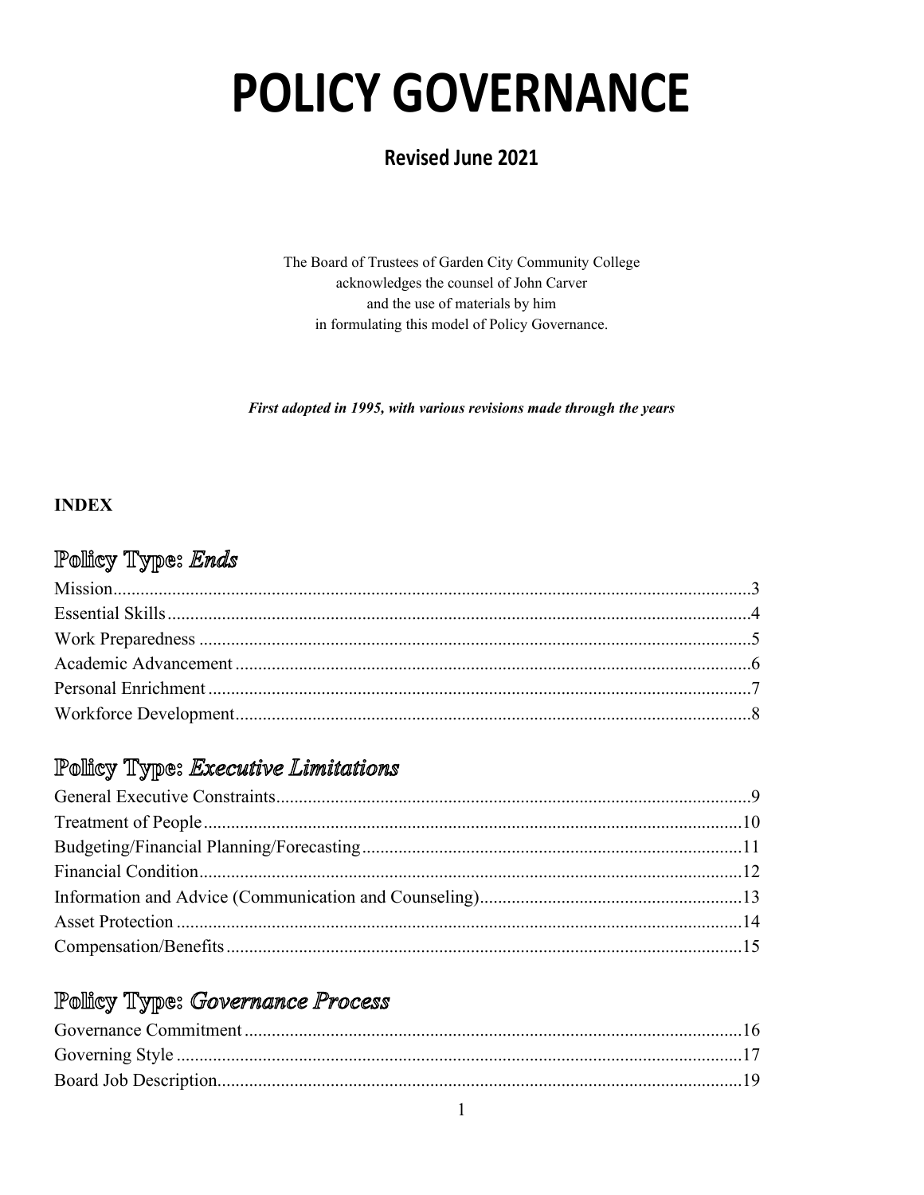# POLICY GOVERNANCE

## Revised June 2021

The Board of Trustees of Garden City Community College
acknowledges the counsel of John Carver
and the use of materials by him
in formulating this model of Policy Governance.

***First adopted in 1995, with various revisions made through the years***

**INDEX**

## Policy Type: *Ends*

Mission....................................................................................................................................3
Essential Skills........................................................................................................................4
Work Preparedness ..................................................................................................................5
Academic Advancement ..........................................................................................................6
Personal Enrichment ................................................................................................................7
Workforce Development..........................................................................................................8

## Policy Type: *Executive Limitations*

General Executive Constraints.................................................................................................9
Treatment of People...............................................................................................................10
Budgeting/Financial Planning/Forecasting............................................................................11
Financial Condition................................................................................................................12
Information and Advice (Communication and Counseling)..................................................13
Asset Protection .....................................................................................................................14
Compensation/Benefits..........................................................................................................15

## Policy Type: *Governance Process*

Governance Commitment......................................................................................................16
Governing Style .....................................................................................................................17
Board Job Description............................................................................................................19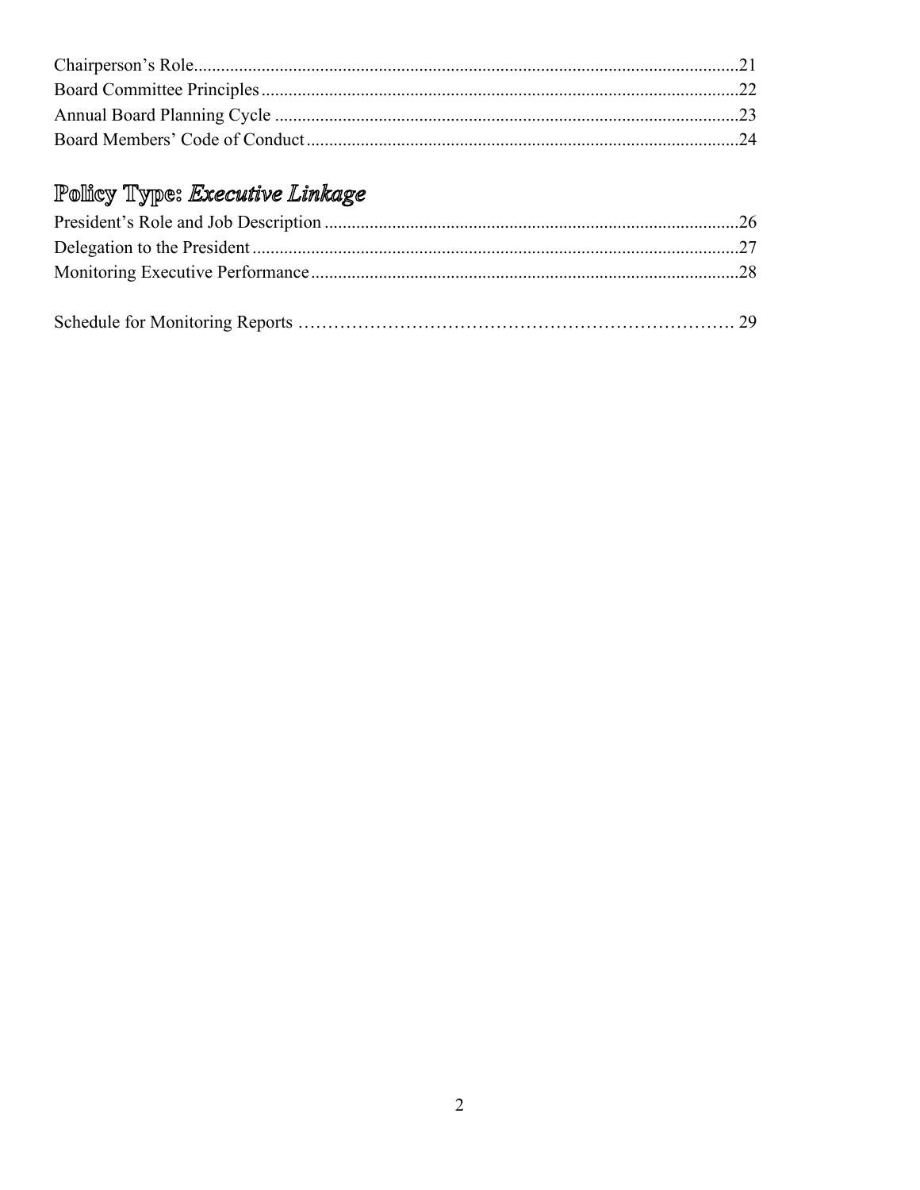Chairperson's Role........................................................................................................................21
Board Committee Principles..........................................................................................................22
Annual Board Planning Cycle .......................................................................................................23
Board Members' Code of Conduct................................................................................................24

## Policy Type: *Executive Linkage*

President's Role and Job Description ...........................................................................................26
Delegation to the President ...........................................................................................................27
Monitoring Executive Performance..............................................................................................28

Schedule for Monitoring Reports ………………………………………………………………. 29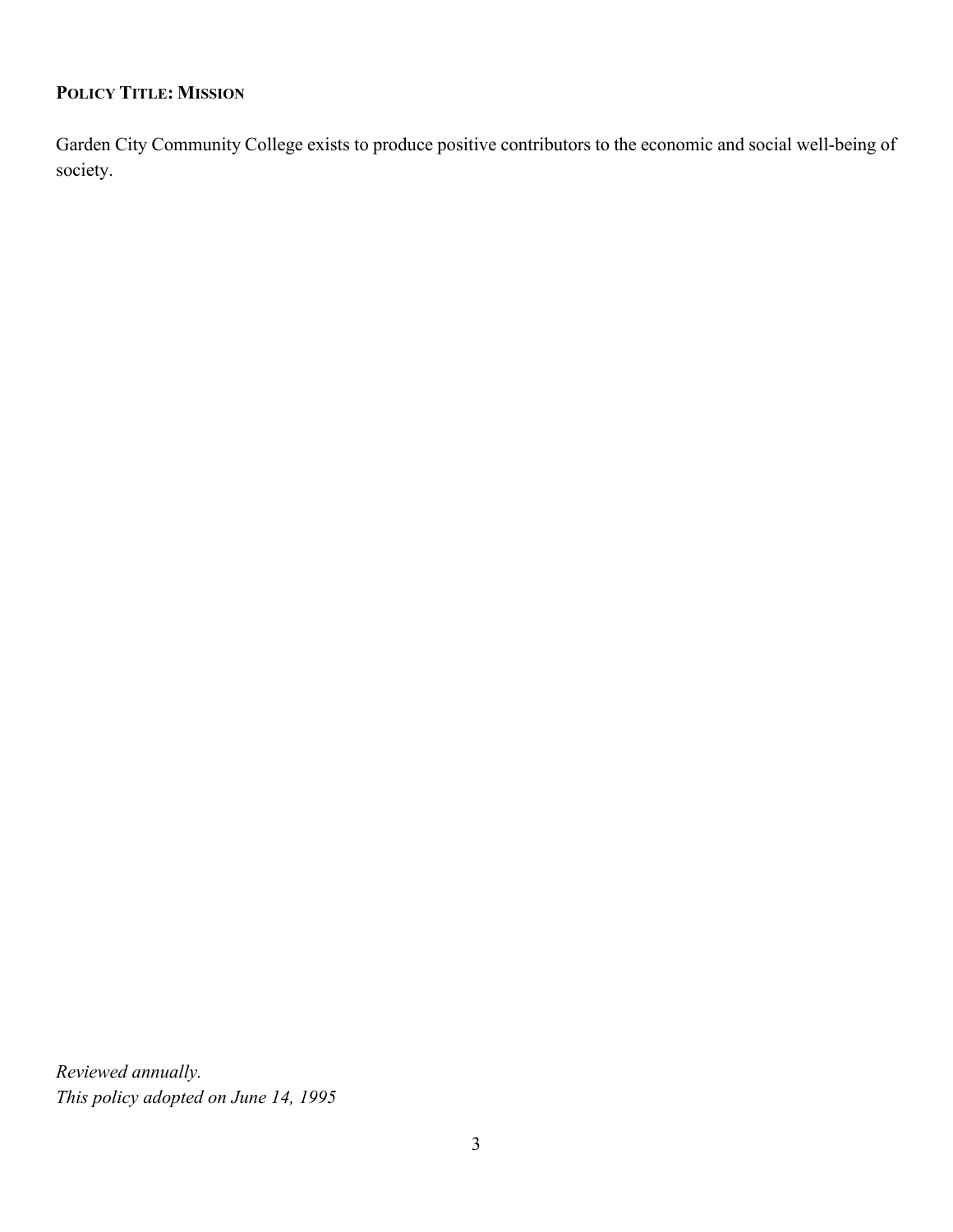**POLICY TITLE: MISSION**

Garden City Community College exists to produce positive contributors to the economic and social well-being of society.

*Reviewed annually.*
*This policy adopted on June 14, 1995*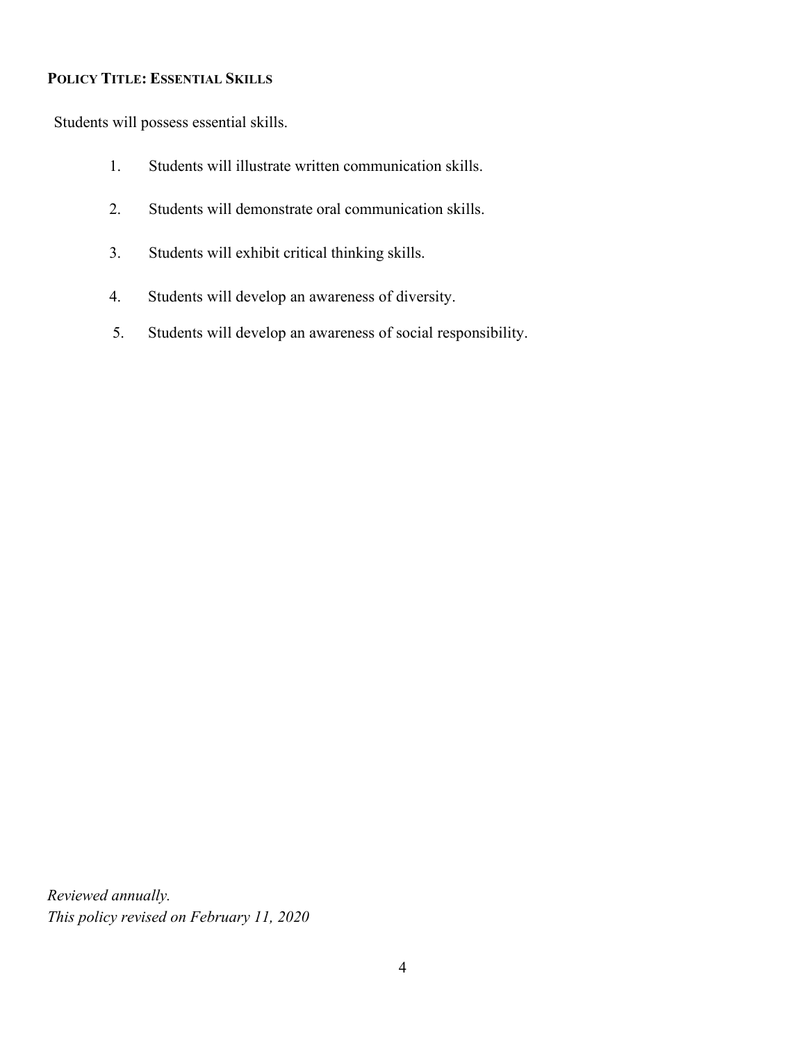**POLICY TITLE: ESSENTIAL SKILLS**

Students will possess essential skills.

1. Students will illustrate written communication skills.
2. Students will demonstrate oral communication skills.
3. Students will exhibit critical thinking skills.
4. Students will develop an awareness of diversity.
5. Students will develop an awareness of social responsibility.

*Reviewed annually.*
*This policy revised on February 11, 2020*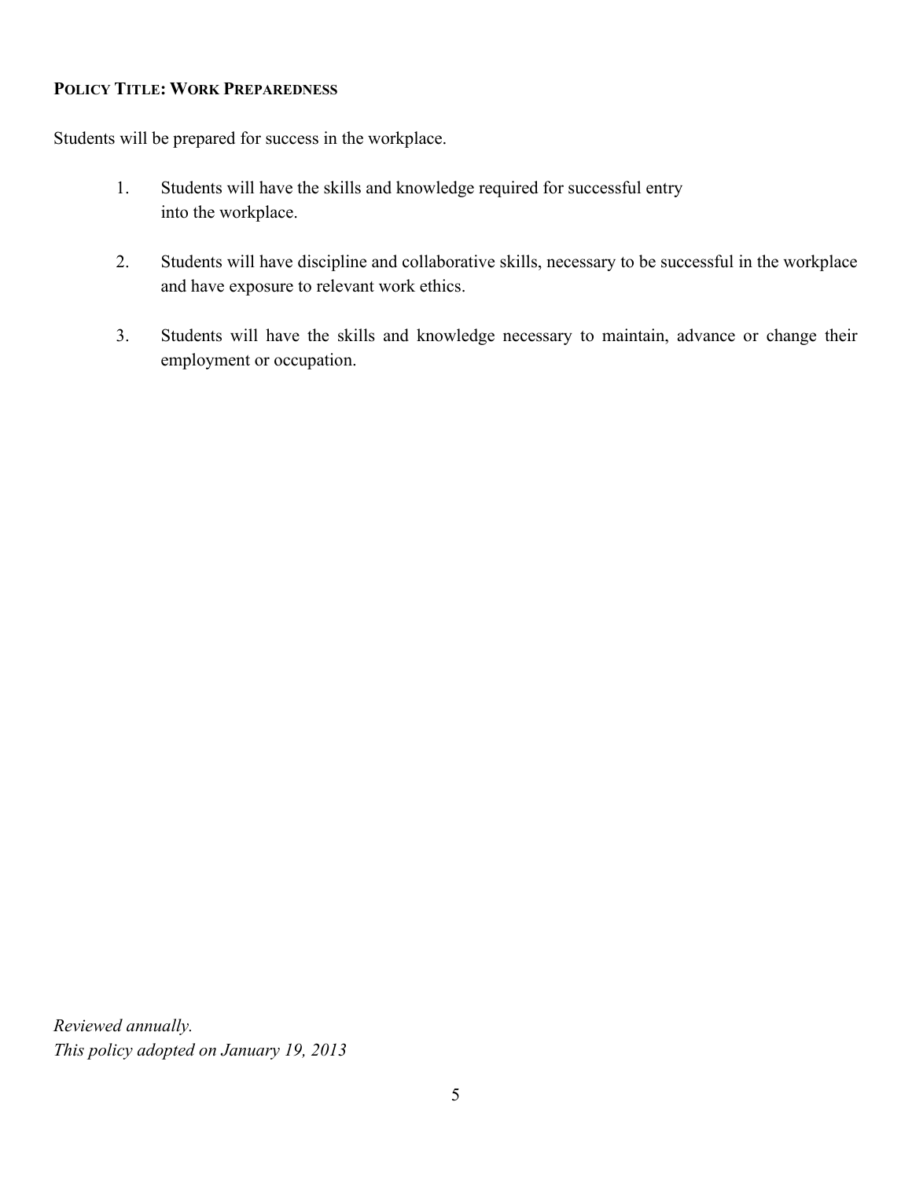**POLICY TITLE: WORK PREPAREDNESS**

Students will be prepared for success in the workplace.

1. Students will have the skills and knowledge required for successful entry into the workplace.

2. Students will have discipline and collaborative skills, necessary to be successful in the workplace and have exposure to relevant work ethics.

3. Students will have the skills and knowledge necessary to maintain, advance or change their employment or occupation.

*Reviewed annually.*
*This policy adopted on January 19, 2013*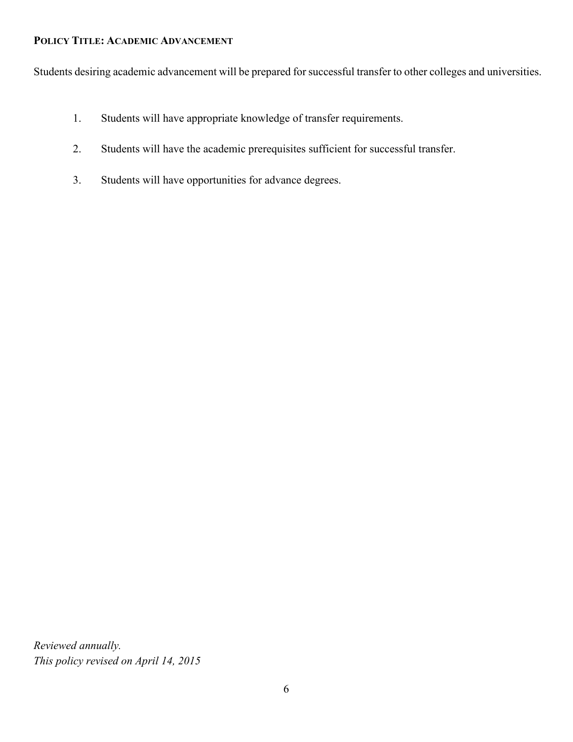**POLICY TITLE: ACADEMIC ADVANCEMENT**

Students desiring academic advancement will be prepared for successful transfer to other colleges and universities.

1. Students will have appropriate knowledge of transfer requirements.
2. Students will have the academic prerequisites sufficient for successful transfer.
3. Students will have opportunities for advance degrees.

*Reviewed annually.*
*This policy revised on April 14, 2015*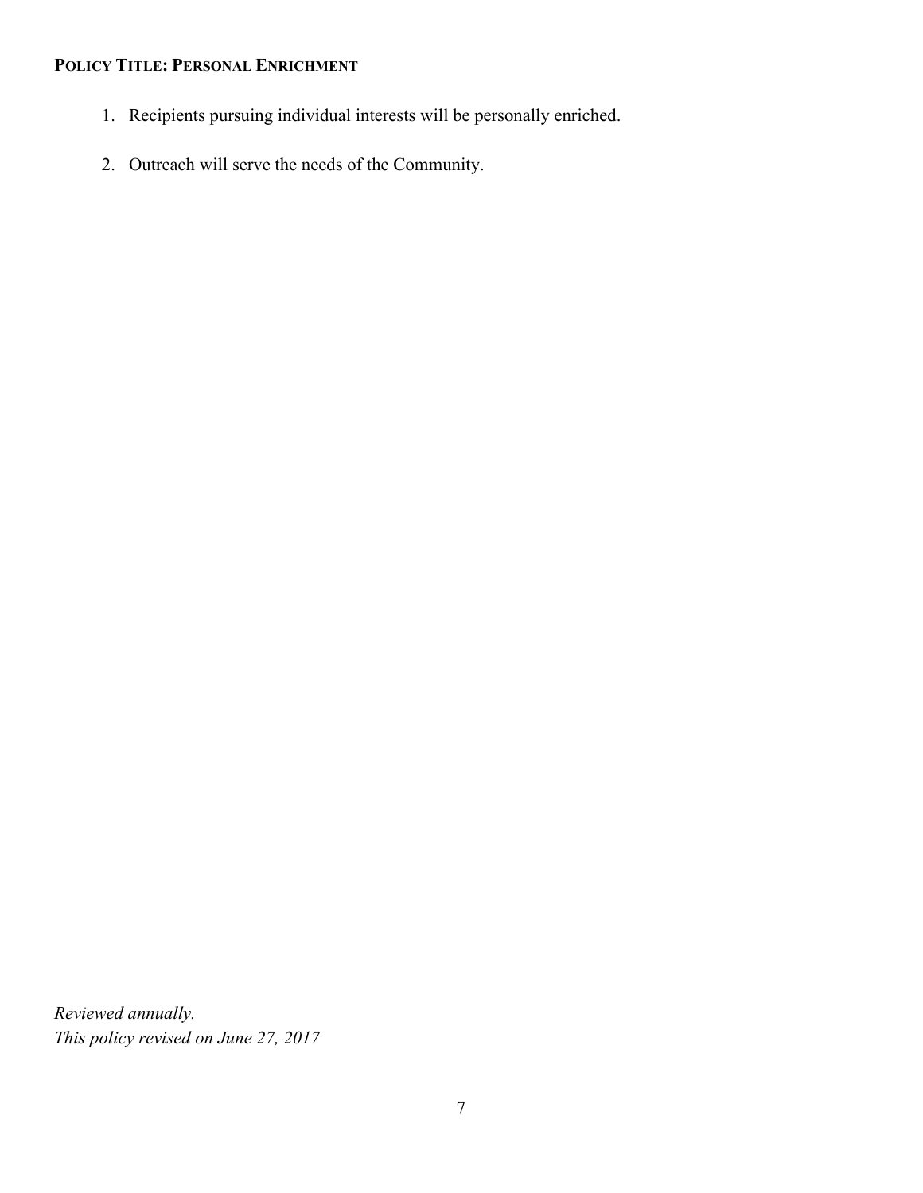**POLICY TITLE: PERSONAL ENRICHMENT**

1. Recipients pursuing individual interests will be personally enriched.

2. Outreach will serve the needs of the Community.

*Reviewed annually.*
*This policy revised on June 27, 2017*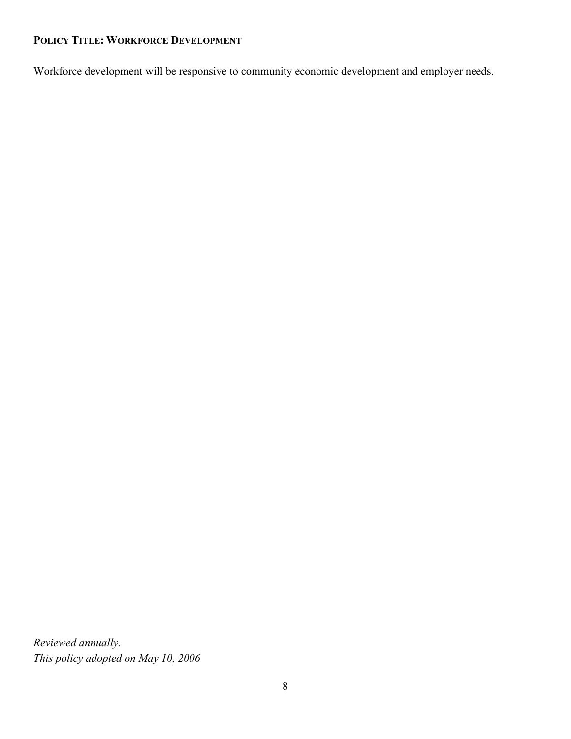**POLICY TITLE: WORKFORCE DEVELOPMENT**

Workforce development will be responsive to community economic development and employer needs.

*Reviewed annually.*
*This policy adopted on May 10, 2006*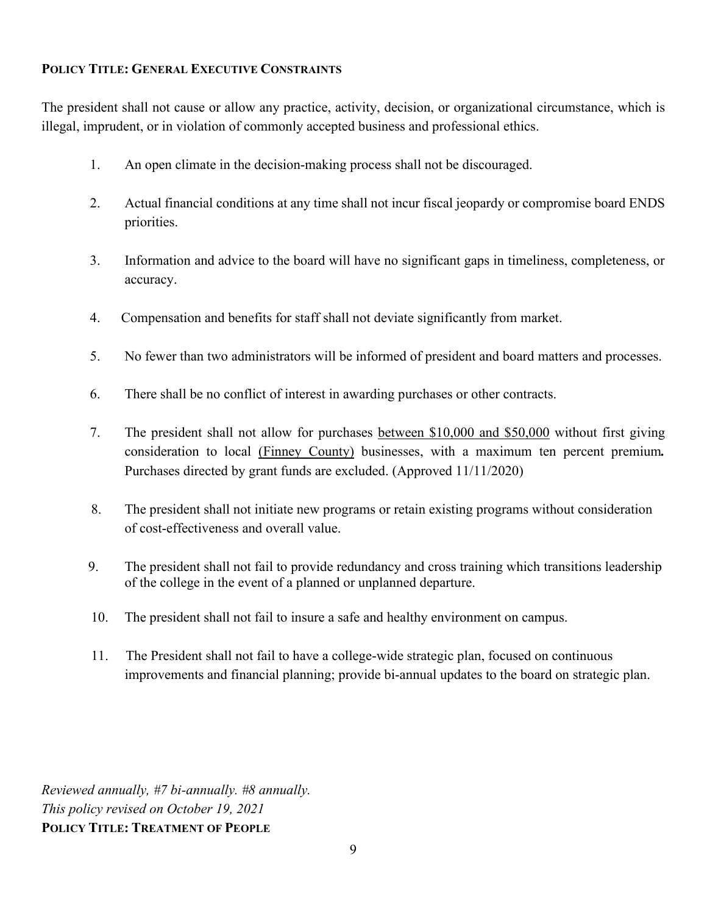**POLICY TITLE: GENERAL EXECUTIVE CONSTRAINTS**

The president shall not cause or allow any practice, activity, decision, or organizational circumstance, which is illegal, imprudent, or in violation of commonly accepted business and professional ethics.

1. An open climate in the decision-making process shall not be discouraged.

2. Actual financial conditions at any time shall not incur fiscal jeopardy or compromise board ENDS priorities.

3. Information and advice to the board will have no significant gaps in timeliness, completeness, or accuracy.

4. Compensation and benefits for staff shall not deviate significantly from market.

5. No fewer than two administrators will be informed of president and board matters and processes.

6. There shall be no conflict of interest in awarding purchases or other contracts.

7. The president shall not allow for purchases <u>between $10,000 and $50,000</u> without first giving consideration to local <u>(Finney County)</u> businesses, with a maximum ten percent premium**.** Purchases directed by grant funds are excluded. (Approved 11/11/2020)

8. The president shall not initiate new programs or retain existing programs without consideration of cost-effectiveness and overall value.

9. The president shall not fail to provide redundancy and cross training which transitions leadership of the college in the event of a planned or unplanned departure.

10. The president shall not fail to insure a safe and healthy environment on campus.

11. The President shall not fail to have a college-wide strategic plan, focused on continuous improvements and financial planning; provide bi-annual updates to the board on strategic plan.

*Reviewed annually, #7 bi-annually. #8 annually.*
*This policy revised on October 19, 2021*

**POLICY TITLE: TREATMENT OF PEOPLE**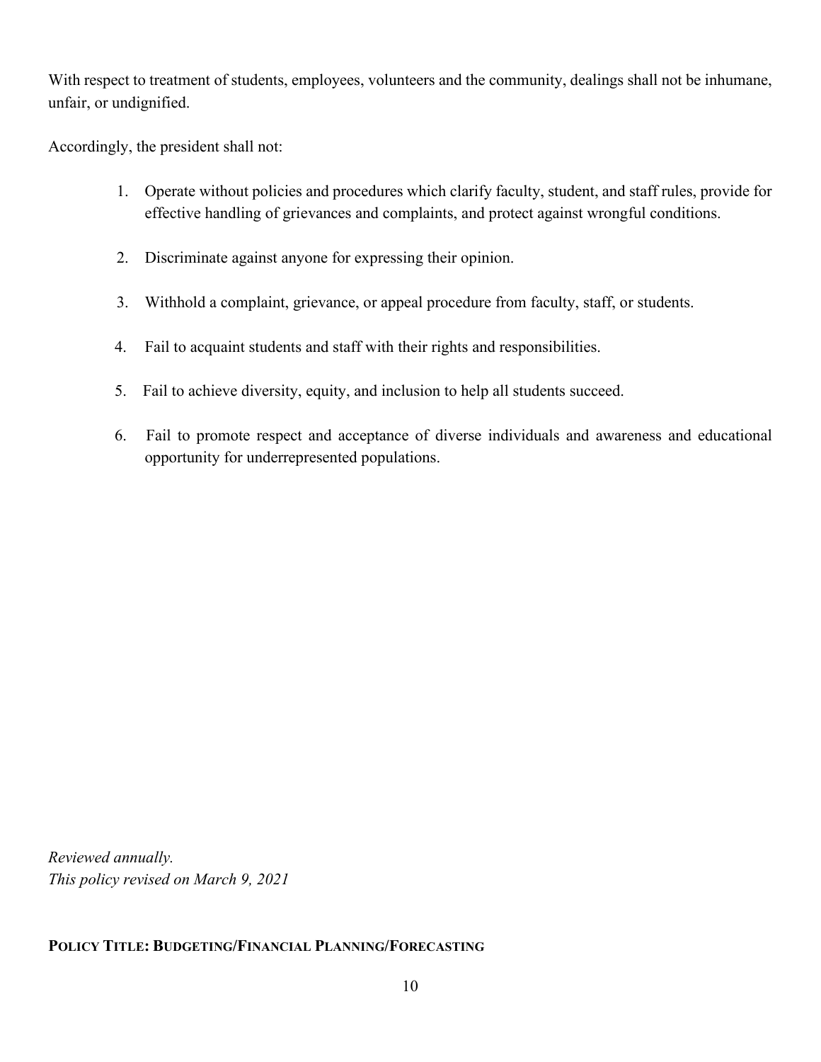With respect to treatment of students, employees, volunteers and the community, dealings shall not be inhumane, unfair, or undignified.

Accordingly, the president shall not:

1. Operate without policies and procedures which clarify faculty, student, and staff rules, provide for effective handling of grievances and complaints, and protect against wrongful conditions.
2. Discriminate against anyone for expressing their opinion.
3. Withhold a complaint, grievance, or appeal procedure from faculty, staff, or students.
4. Fail to acquaint students and staff with their rights and responsibilities.
5. Fail to achieve diversity, equity, and inclusion to help all students succeed.
6. Fail to promote respect and acceptance of diverse individuals and awareness and educational opportunity for underrepresented populations.

*Reviewed annually.*
*This policy revised on March 9, 2021*

**POLICY TITLE: BUDGETING/FINANCIAL PLANNING/FORECASTING**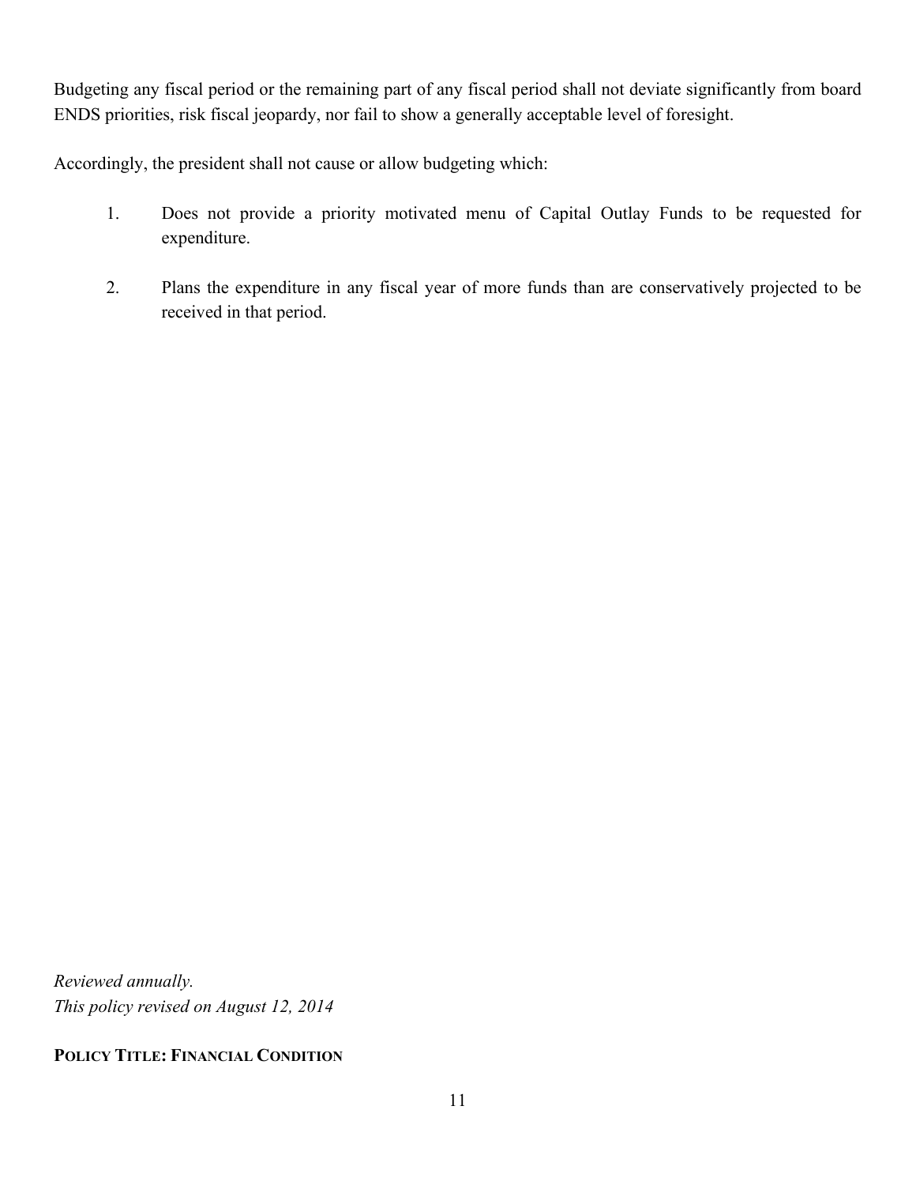Budgeting any fiscal period or the remaining part of any fiscal period shall not deviate significantly from board ENDS priorities, risk fiscal jeopardy, nor fail to show a generally acceptable level of foresight.

Accordingly, the president shall not cause or allow budgeting which:

1. Does not provide a priority motivated menu of Capital Outlay Funds to be requested for expenditure.

2. Plans the expenditure in any fiscal year of more funds than are conservatively projected to be received in that period.

*Reviewed annually.*
*This policy revised on August 12, 2014*

**POLICY TITLE: FINANCIAL CONDITION**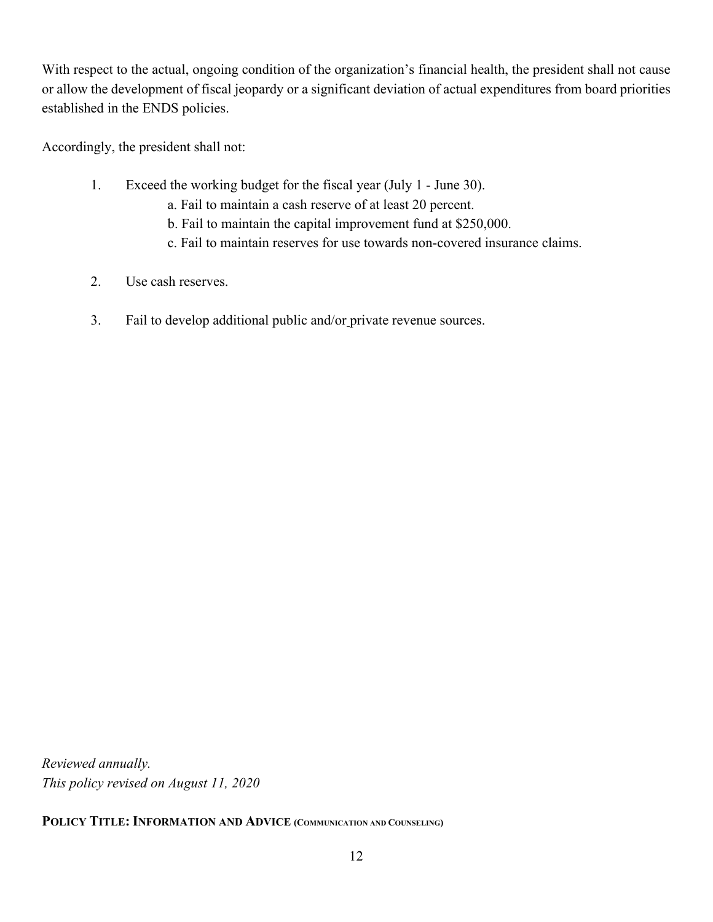With respect to the actual, ongoing condition of the organization's financial health, the president shall not cause or allow the development of fiscal jeopardy or a significant deviation of actual expenditures from board priorities established in the ENDS policies.

Accordingly, the president shall not:

1. Exceed the working budget for the fiscal year (July 1 - June 30).
   a. Fail to maintain a cash reserve of at least 20 percent.
   b. Fail to maintain the capital improvement fund at $250,000.
   c. Fail to maintain reserves for use towards non-covered insurance claims.

2. Use cash reserves.

3. Fail to develop additional public and/or private revenue sources.

*Reviewed annually.*
*This policy revised on August 11, 2020*

**POLICY TITLE: INFORMATION AND ADVICE (COMMUNICATION AND COUNSELING)**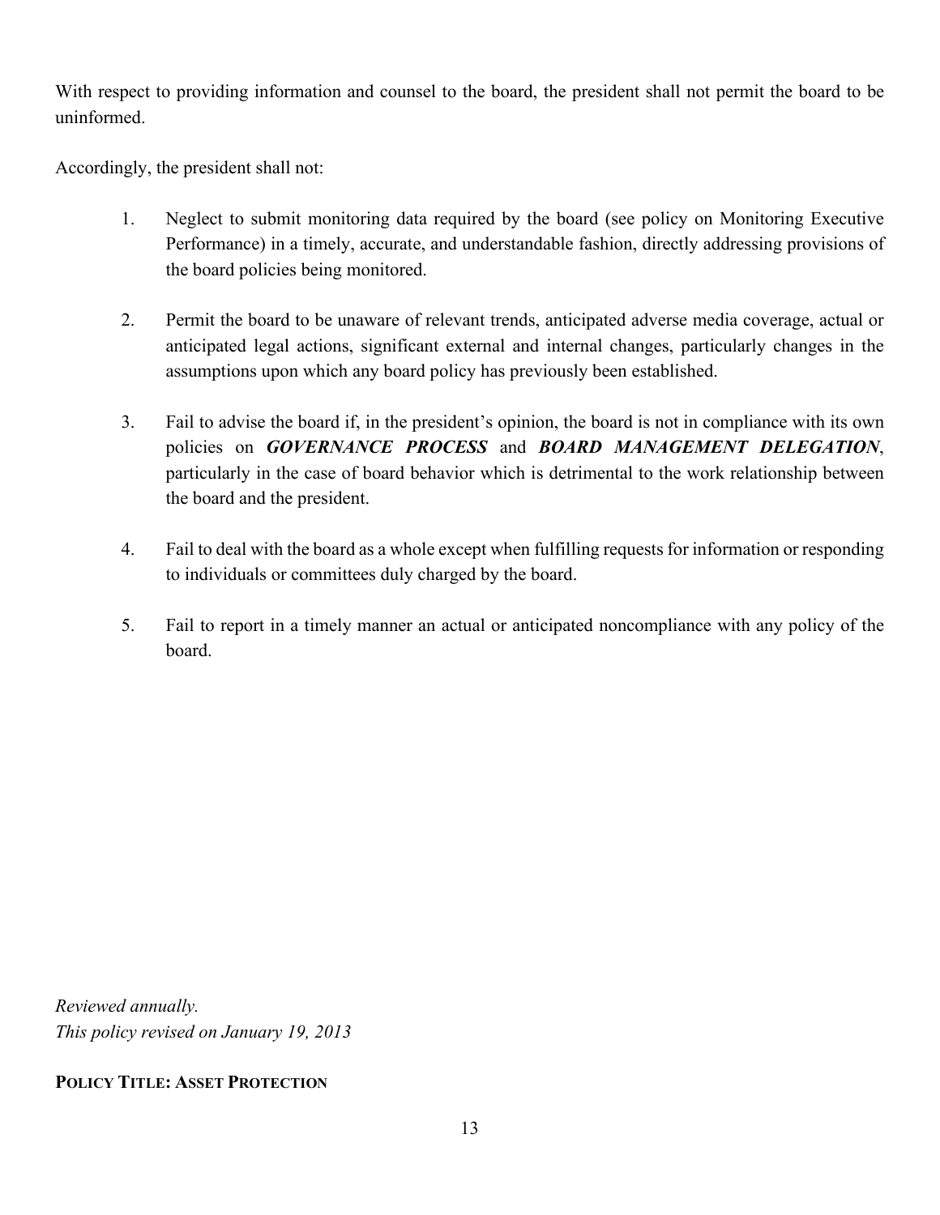With respect to providing information and counsel to the board, the president shall not permit the board to be uninformed.

Accordingly, the president shall not:

1. Neglect to submit monitoring data required by the board (see policy on Monitoring Executive Performance) in a timely, accurate, and understandable fashion, directly addressing provisions of the board policies being monitored.

2. Permit the board to be unaware of relevant trends, anticipated adverse media coverage, actual or anticipated legal actions, significant external and internal changes, particularly changes in the assumptions upon which any board policy has previously been established.

3. Fail to advise the board if, in the president's opinion, the board is not in compliance with its own policies on ***GOVERNANCE PROCESS*** and ***BOARD MANAGEMENT DELEGATION***, particularly in the case of board behavior which is detrimental to the work relationship between the board and the president.

4. Fail to deal with the board as a whole except when fulfilling requests for information or responding to individuals or committees duly charged by the board.

5. Fail to report in a timely manner an actual or anticipated noncompliance with any policy of the board.

*Reviewed annually.*
*This policy revised on January 19, 2013*

**POLICY TITLE: ASSET PROTECTION**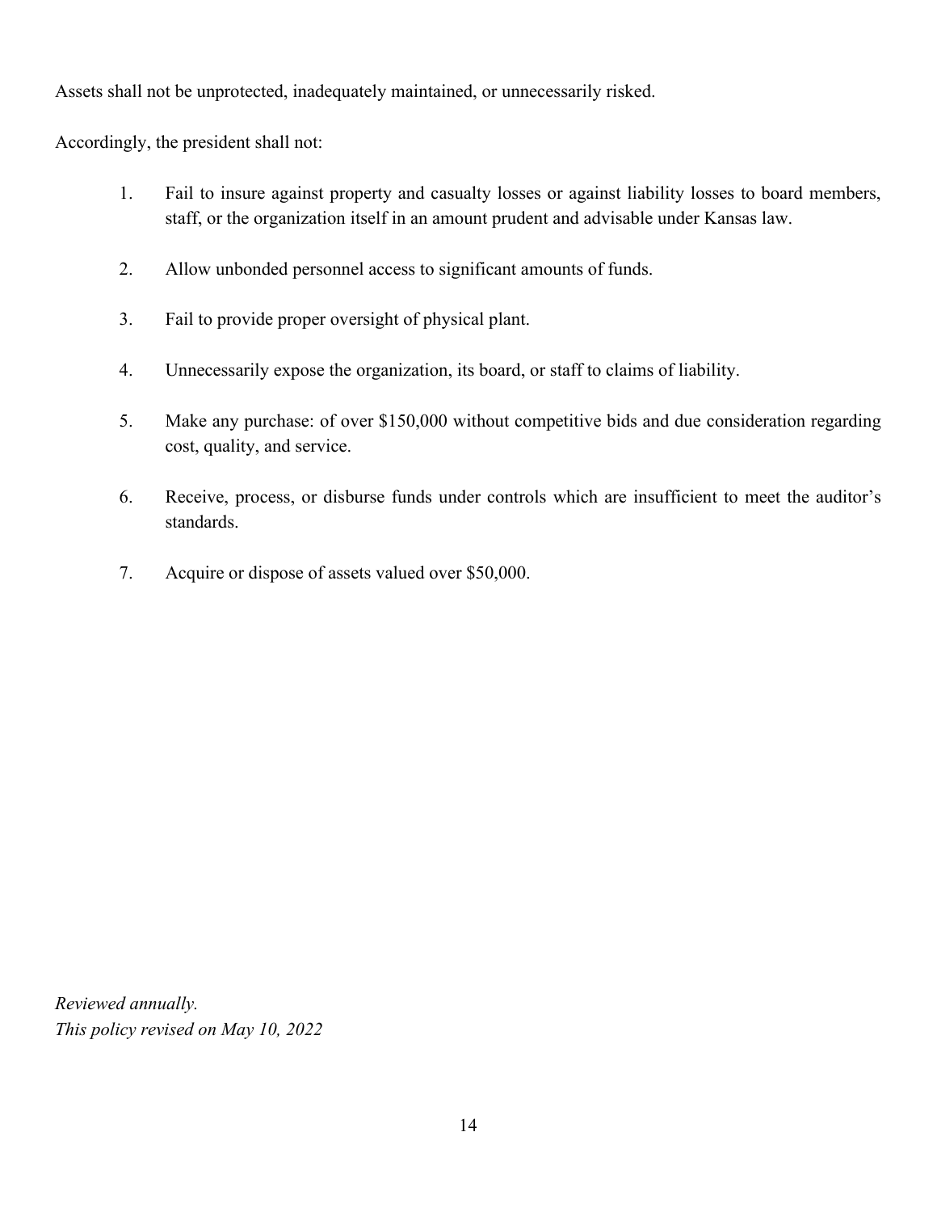Assets shall not be unprotected, inadequately maintained, or unnecessarily risked.

Accordingly, the president shall not:

1. Fail to insure against property and casualty losses or against liability losses to board members, staff, or the organization itself in an amount prudent and advisable under Kansas law.

2. Allow unbonded personnel access to significant amounts of funds.

3. Fail to provide proper oversight of physical plant.

4. Unnecessarily expose the organization, its board, or staff to claims of liability.

5. Make any purchase: of over $150,000 without competitive bids and due consideration regarding cost, quality, and service.

6. Receive, process, or disburse funds under controls which are insufficient to meet the auditor's standards.

7. Acquire or dispose of assets valued over $50,000.

*Reviewed annually.*
*This policy revised on May 10, 2022*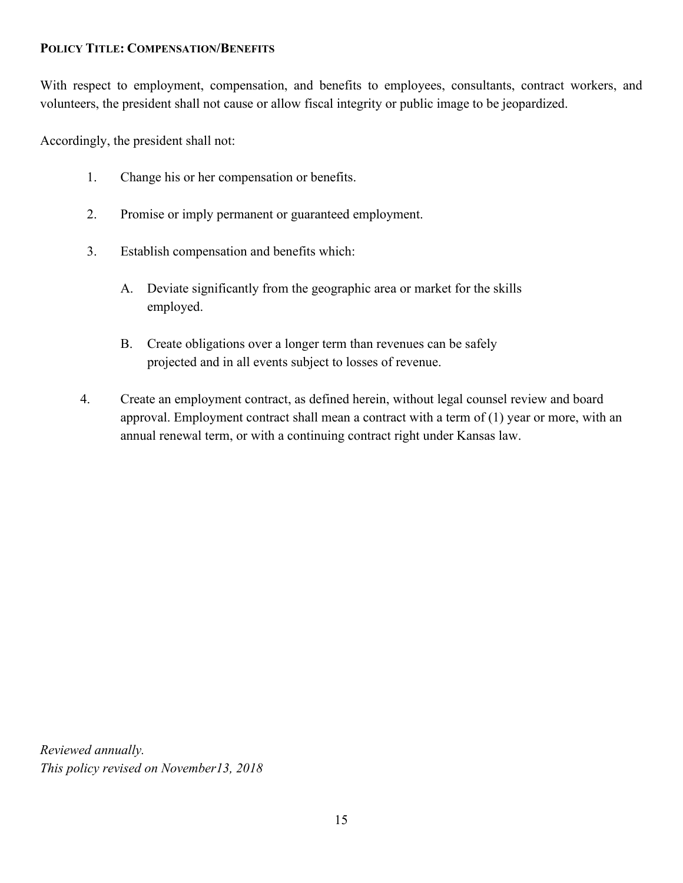**POLICY TITLE: COMPENSATION/BENEFITS**

With respect to employment, compensation, and benefits to employees, consultants, contract workers, and volunteers, the president shall not cause or allow fiscal integrity or public image to be jeopardized.

Accordingly, the president shall not:

1. Change his or her compensation or benefits.

2. Promise or imply permanent or guaranteed employment.

3. Establish compensation and benefits which:

   A. Deviate significantly from the geographic area or market for the skills employed.

   B. Create obligations over a longer term than revenues can be safely projected and in all events subject to losses of revenue.

4. Create an employment contract, as defined herein, without legal counsel review and board approval. Employment contract shall mean a contract with a term of (1) year or more, with an annual renewal term, or with a continuing contract right under Kansas law.

*Reviewed annually.*
*This policy revised on November13, 2018*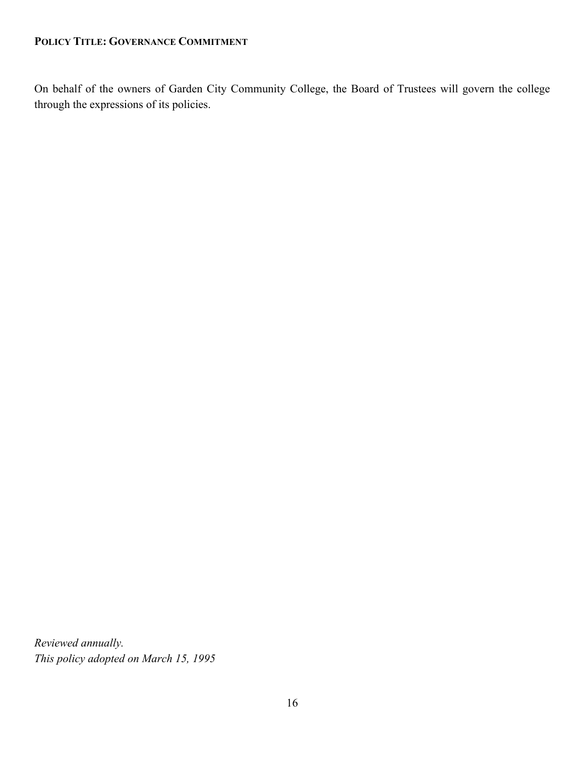**POLICY TITLE: GOVERNANCE COMMITMENT**

On behalf of the owners of Garden City Community College, the Board of Trustees will govern the college through the expressions of its policies.

*Reviewed annually.*
*This policy adopted on March 15, 1995*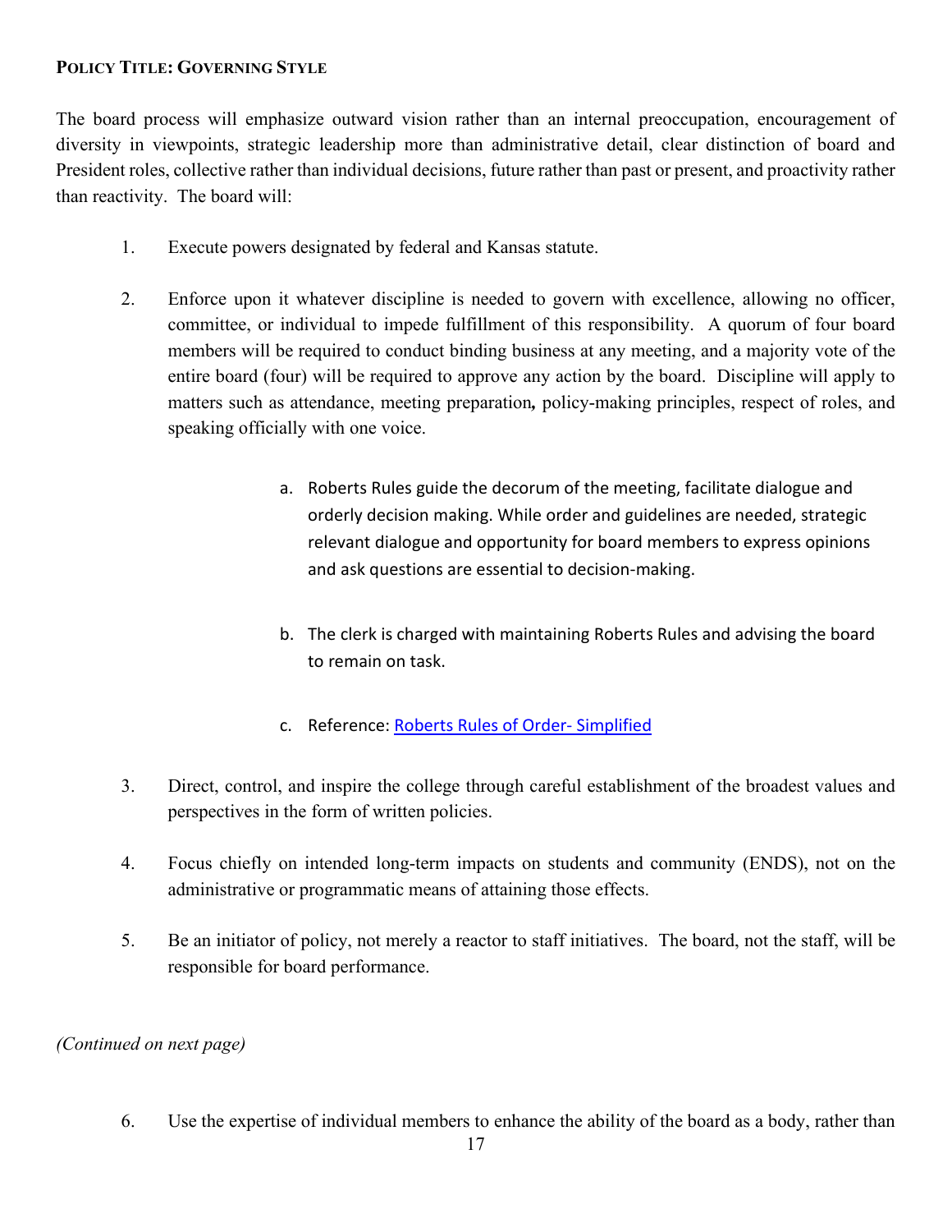**POLICY TITLE: GOVERNING STYLE**

The board process will emphasize outward vision rather than an internal preoccupation, encouragement of diversity in viewpoints, strategic leadership more than administrative detail, clear distinction of board and President roles, collective rather than individual decisions, future rather than past or present, and proactivity rather than reactivity. The board will:

1. Execute powers designated by federal and Kansas statute.

2. Enforce upon it whatever discipline is needed to govern with excellence, allowing no officer, committee, or individual to impede fulfillment of this responsibility. A quorum of four board members will be required to conduct binding business at any meeting, and a majority vote of the entire board (four) will be required to approve any action by the board. Discipline will apply to matters such as attendance, meeting preparation**,** policy-making principles, respect of roles, and speaking officially with one voice.

    a. Roberts Rules guide the decorum of the meeting, facilitate dialogue and orderly decision making. While order and guidelines are needed, strategic relevant dialogue and opportunity for board members to express opinions and ask questions are essential to decision-making.

    b. The clerk is charged with maintaining Roberts Rules and advising the board to remain on task.

    c. Reference: Roberts Rules of Order- Simplified

3. Direct, control, and inspire the college through careful establishment of the broadest values and perspectives in the form of written policies.

4. Focus chiefly on intended long-term impacts on students and community (ENDS), not on the administrative or programmatic means of attaining those effects.

5. Be an initiator of policy, not merely a reactor to staff initiatives. The board, not the staff, will be responsible for board performance.

*(Continued on next page)*

6. Use the expertise of individual members to enhance the ability of the board as a body, rather than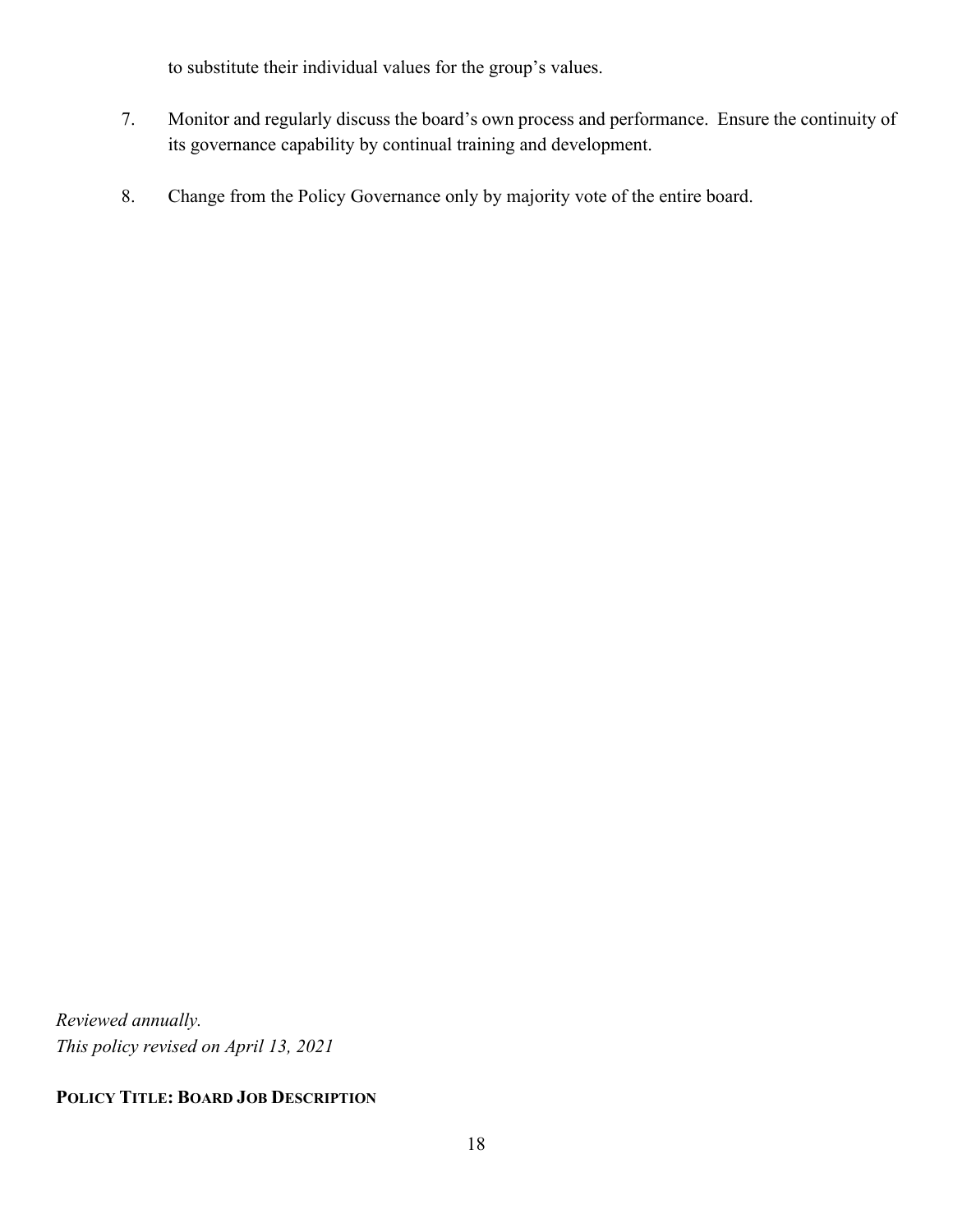to substitute their individual values for the group's values.

7. Monitor and regularly discuss the board's own process and performance. Ensure the continuity of its governance capability by continual training and development.

8. Change from the Policy Governance only by majority vote of the entire board.

*Reviewed annually.*
*This policy revised on April 13, 2021*

**POLICY TITLE: BOARD JOB DESCRIPTION**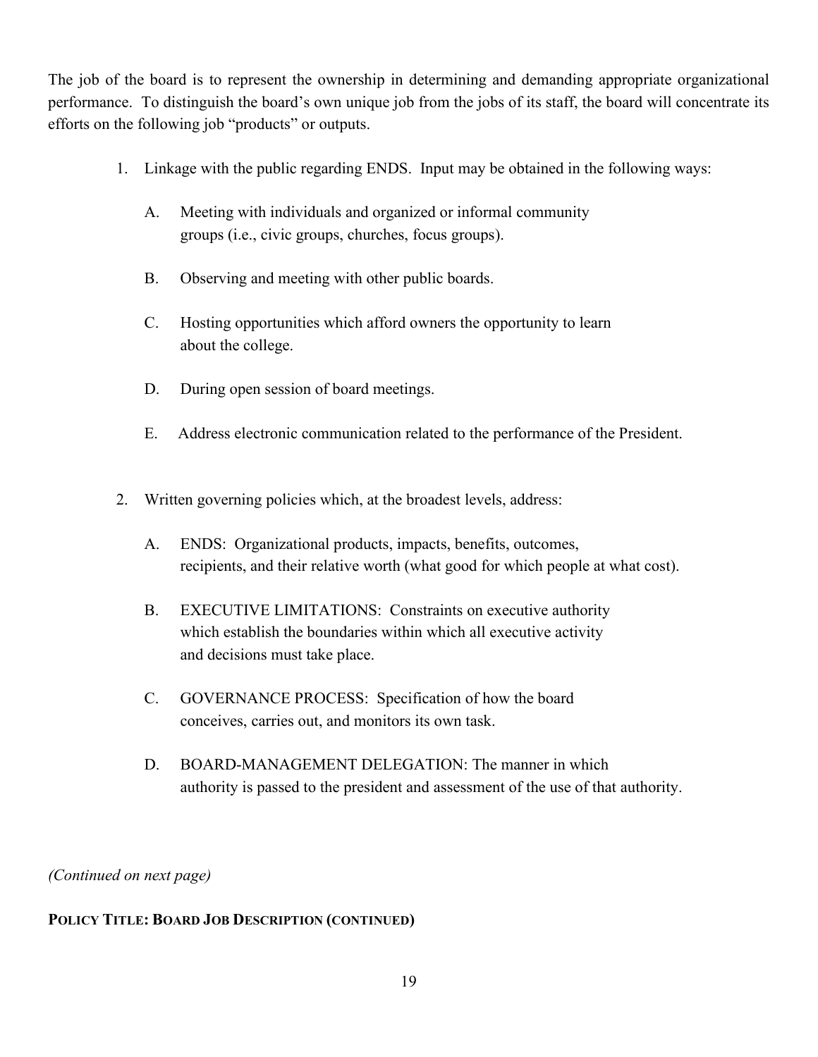The job of the board is to represent the ownership in determining and demanding appropriate organizational performance. To distinguish the board's own unique job from the jobs of its staff, the board will concentrate its efforts on the following job "products" or outputs.

1. Linkage with the public regarding ENDS. Input may be obtained in the following ways:

   A. Meeting with individuals and organized or informal community groups (i.e., civic groups, churches, focus groups).

   B. Observing and meeting with other public boards.

   C. Hosting opportunities which afford owners the opportunity to learn about the college.

   D. During open session of board meetings.

   E. Address electronic communication related to the performance of the President.

2. Written governing policies which, at the broadest levels, address:

   A. ENDS: Organizational products, impacts, benefits, outcomes, recipients, and their relative worth (what good for which people at what cost).

   B. EXECUTIVE LIMITATIONS: Constraints on executive authority which establish the boundaries within which all executive activity and decisions must take place.

   C. GOVERNANCE PROCESS: Specification of how the board conceives, carries out, and monitors its own task.

   D. BOARD-MANAGEMENT DELEGATION: The manner in which authority is passed to the president and assessment of the use of that authority.

*(Continued on next page)*

**POLICY TITLE: BOARD JOB DESCRIPTION (CONTINUED)**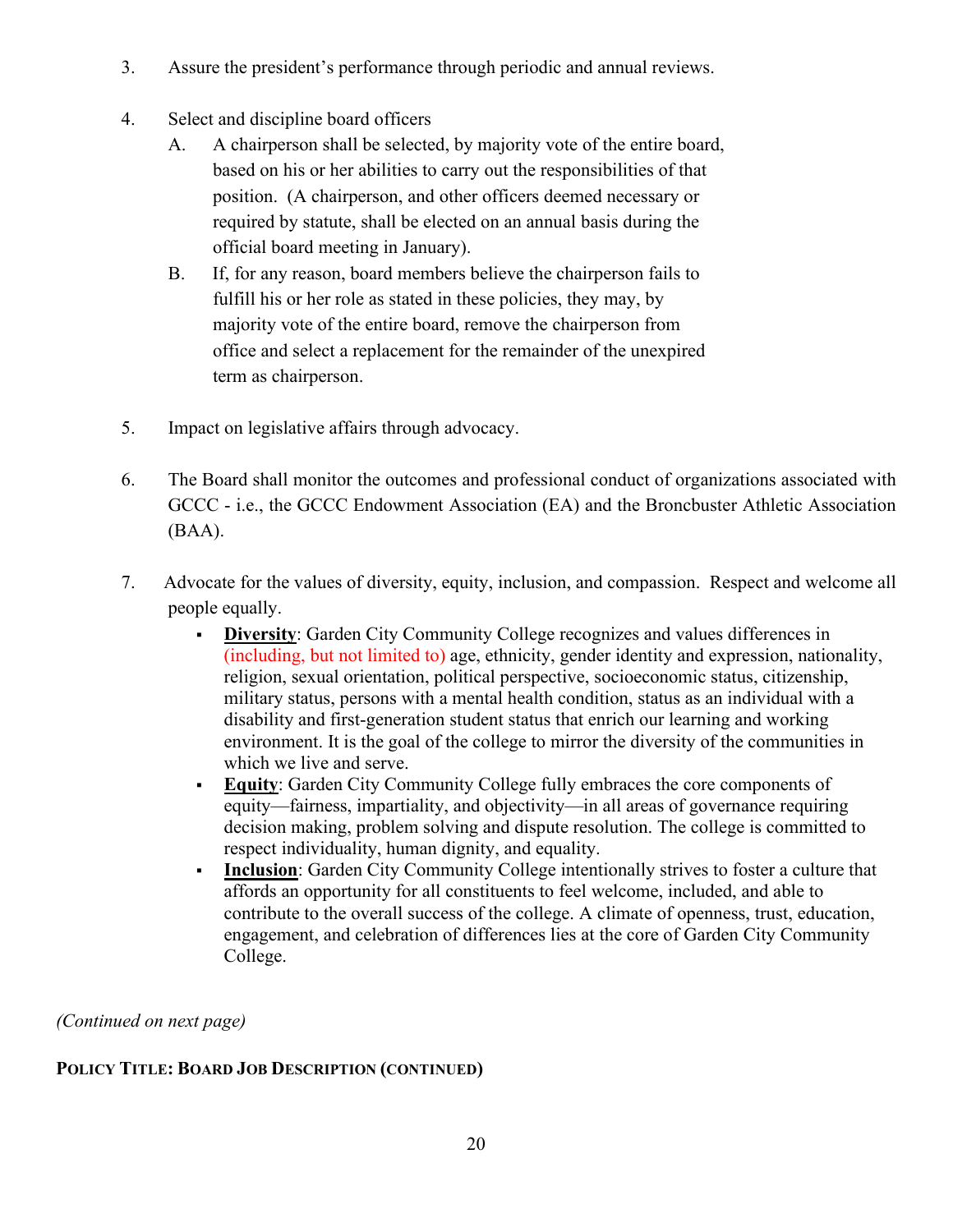3. Assure the president's performance through periodic and annual reviews.

4. Select and discipline board officers
   A. A chairperson shall be selected, by majority vote of the entire board, based on his or her abilities to carry out the responsibilities of that position. (A chairperson, and other officers deemed necessary or required by statute, shall be elected on an annual basis during the official board meeting in January).
   B. If, for any reason, board members believe the chairperson fails to fulfill his or her role as stated in these policies, they may, by majority vote of the entire board, remove the chairperson from office and select a replacement for the remainder of the unexpired term as chairperson.

5. Impact on legislative affairs through advocacy.

6. The Board shall monitor the outcomes and professional conduct of organizations associated with GCCC - i.e., the GCCC Endowment Association (EA) and the Broncbuster Athletic Association (BAA).

7. Advocate for the values of diversity, equity, inclusion, and compassion. Respect and welcome all people equally.
   - **Diversity**: Garden City Community College recognizes and values differences in (including, but not limited to) age, ethnicity, gender identity and expression, nationality, religion, sexual orientation, political perspective, socioeconomic status, citizenship, military status, persons with a mental health condition, status as an individual with a disability and first-generation student status that enrich our learning and working environment. It is the goal of the college to mirror the diversity of the communities in which we live and serve.
   - **Equity**: Garden City Community College fully embraces the core components of equity—fairness, impartiality, and objectivity—in all areas of governance requiring decision making, problem solving and dispute resolution. The college is committed to respect individuality, human dignity, and equality.
   - **Inclusion**: Garden City Community College intentionally strives to foster a culture that affords an opportunity for all constituents to feel welcome, included, and able to contribute to the overall success of the college. A climate of openness, trust, education, engagement, and celebration of differences lies at the core of Garden City Community College.

*(Continued on next page)*

**POLICY TITLE: BOARD JOB DESCRIPTION (CONTINUED)**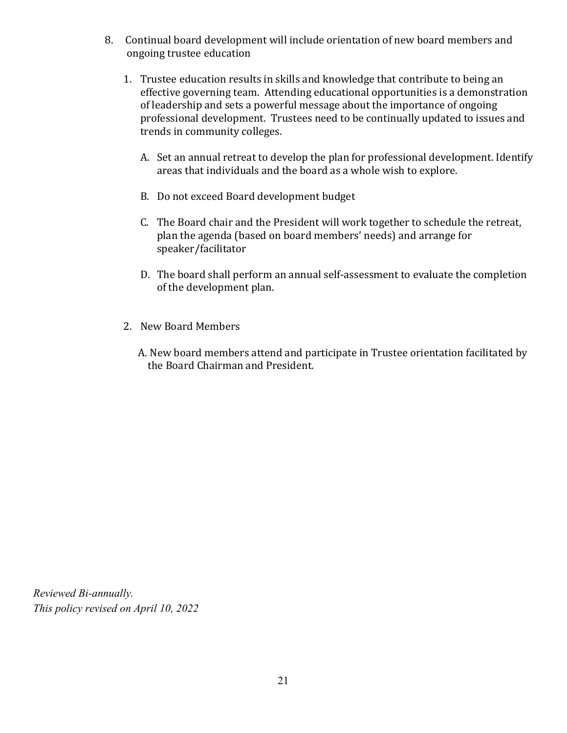8. Continual board development will include orientation of new board members and ongoing trustee education

   1. Trustee education results in skills and knowledge that contribute to being an effective governing team. Attending educational opportunities is a demonstration of leadership and sets a powerful message about the importance of ongoing professional development. Trustees need to be continually updated to issues and trends in community colleges.

      A. Set an annual retreat to develop the plan for professional development. Identify areas that individuals and the board as a whole wish to explore.

      B. Do not exceed Board development budget

      C. The Board chair and the President will work together to schedule the retreat, plan the agenda (based on board members' needs) and arrange for speaker/facilitator

      D. The board shall perform an annual self-assessment to evaluate the completion of the development plan.

   2. New Board Members

      A. New board members attend and participate in Trustee orientation facilitated by the Board Chairman and President.

*Reviewed Bi-annually.*
*This policy revised on April 10, 2022*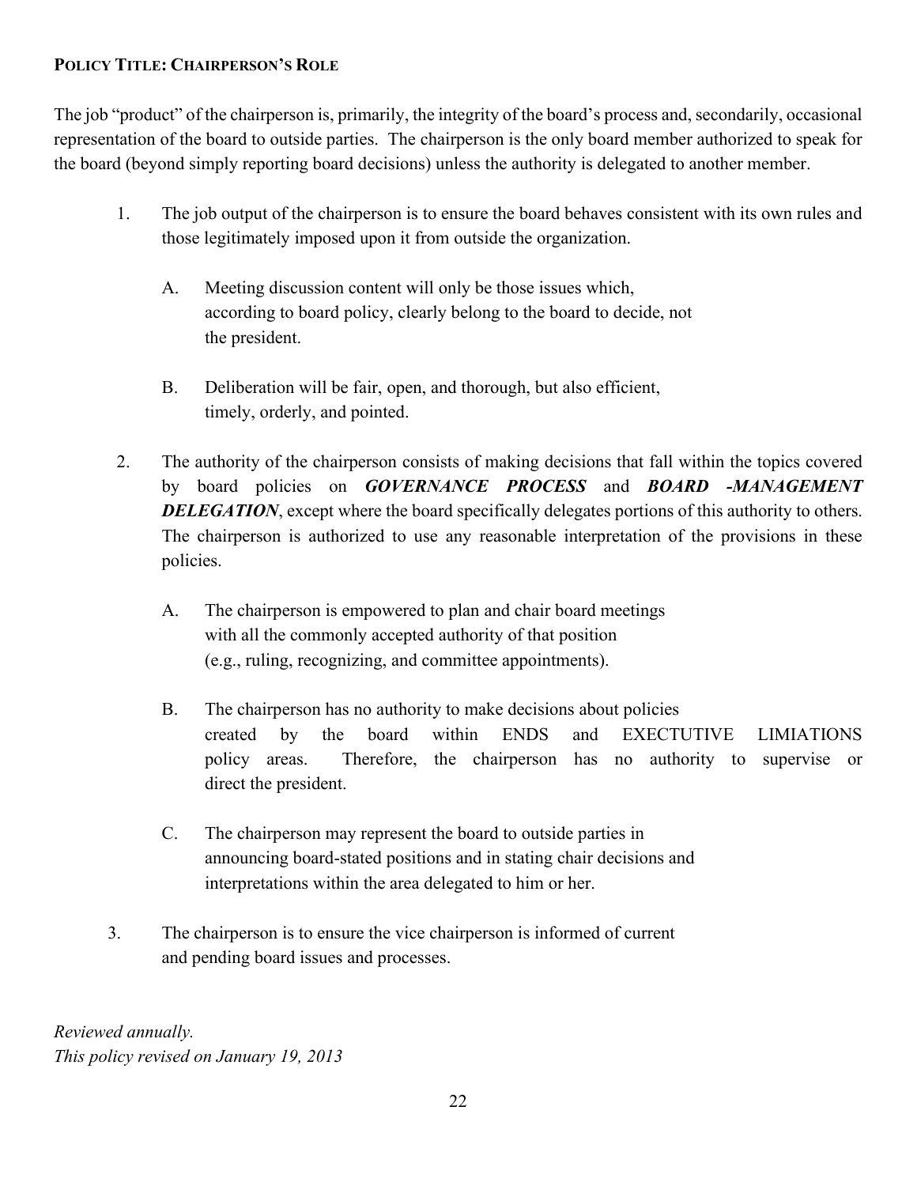**POLICY TITLE: CHAIRPERSON'S ROLE**

The job "product" of the chairperson is, primarily, the integrity of the board's process and, secondarily, occasional representation of the board to outside parties. The chairperson is the only board member authorized to speak for the board (beyond simply reporting board decisions) unless the authority is delegated to another member.

1. The job output of the chairperson is to ensure the board behaves consistent with its own rules and those legitimately imposed upon it from outside the organization.

   A. Meeting discussion content will only be those issues which, according to board policy, clearly belong to the board to decide, not the president.

   B. Deliberation will be fair, open, and thorough, but also efficient, timely, orderly, and pointed.

2. The authority of the chairperson consists of making decisions that fall within the topics covered by board policies on ***GOVERNANCE PROCESS*** and ***BOARD -MANAGEMENT DELEGATION***, except where the board specifically delegates portions of this authority to others. The chairperson is authorized to use any reasonable interpretation of the provisions in these policies.

   A. The chairperson is empowered to plan and chair board meetings with all the commonly accepted authority of that position (e.g., ruling, recognizing, and committee appointments).

   B. The chairperson has no authority to make decisions about policies created by the board within ENDS and EXECTUTIVE LIMIATIONS policy areas. Therefore, the chairperson has no authority to supervise or direct the president.

   C. The chairperson may represent the board to outside parties in announcing board-stated positions and in stating chair decisions and interpretations within the area delegated to him or her.

3. The chairperson is to ensure the vice chairperson is informed of current and pending board issues and processes.

*Reviewed annually.*
*This policy revised on January 19, 2013*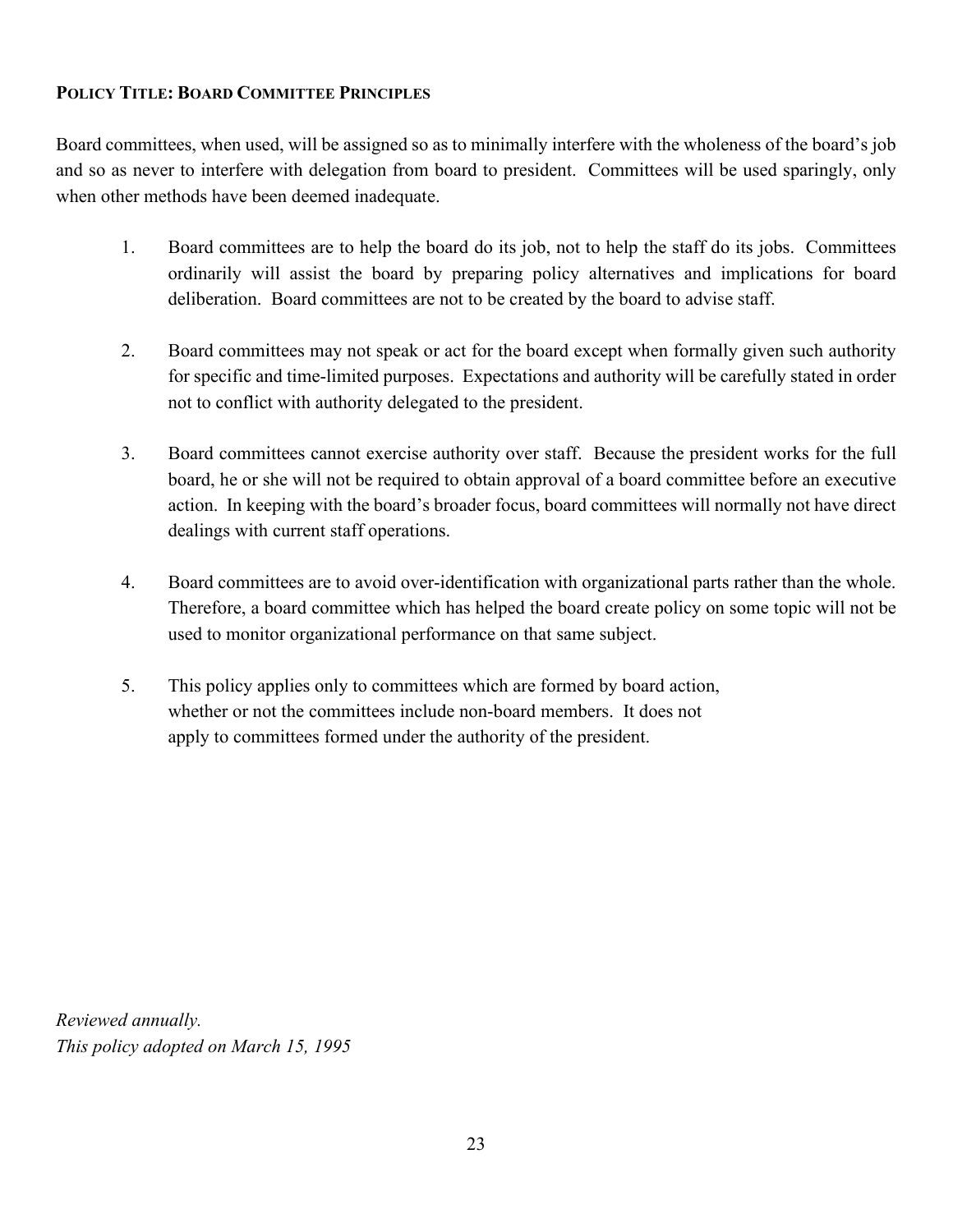**POLICY TITLE: BOARD COMMITTEE PRINCIPLES**

Board committees, when used, will be assigned so as to minimally interfere with the wholeness of the board's job and so as never to interfere with delegation from board to president. Committees will be used sparingly, only when other methods have been deemed inadequate.

1. Board committees are to help the board do its job, not to help the staff do its jobs. Committees ordinarily will assist the board by preparing policy alternatives and implications for board deliberation. Board committees are not to be created by the board to advise staff.

2. Board committees may not speak or act for the board except when formally given such authority for specific and time-limited purposes. Expectations and authority will be carefully stated in order not to conflict with authority delegated to the president.

3. Board committees cannot exercise authority over staff. Because the president works for the full board, he or she will not be required to obtain approval of a board committee before an executive action. In keeping with the board's broader focus, board committees will normally not have direct dealings with current staff operations.

4. Board committees are to avoid over-identification with organizational parts rather than the whole. Therefore, a board committee which has helped the board create policy on some topic will not be used to monitor organizational performance on that same subject.

5. This policy applies only to committees which are formed by board action, whether or not the committees include non-board members. It does not apply to committees formed under the authority of the president.

*Reviewed annually.*
*This policy adopted on March 15, 1995*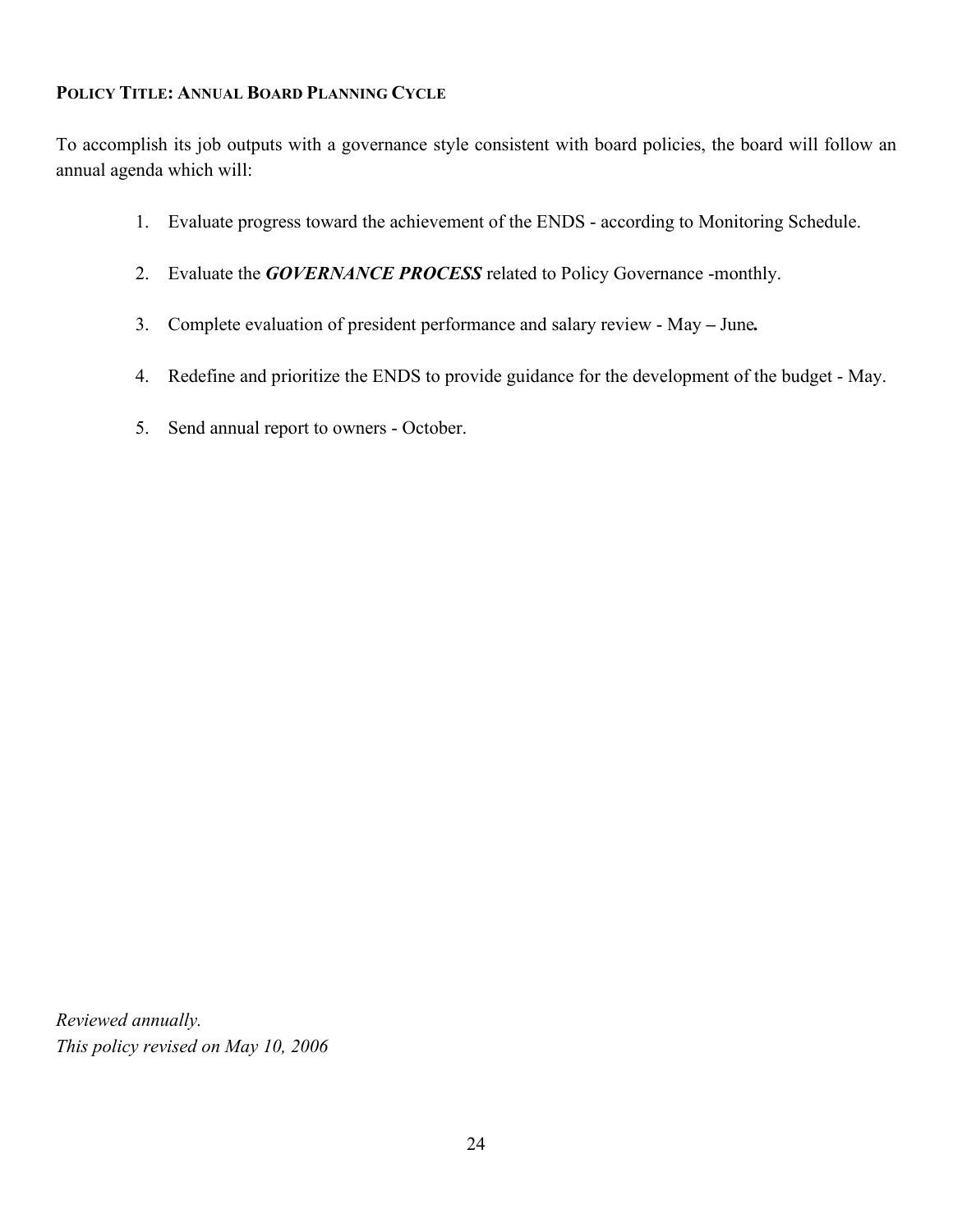**POLICY TITLE: ANNUAL BOARD PLANNING CYCLE**

To accomplish its job outputs with a governance style consistent with board policies, the board will follow an annual agenda which will:

1. Evaluate progress toward the achievement of the ENDS - according to Monitoring Schedule.
2. Evaluate the ***GOVERNANCE PROCESS*** related to Policy Governance -monthly.
3. Complete evaluation of president performance and salary review - May **–** June***.***
4. Redefine and prioritize the ENDS to provide guidance for the development of the budget - May.
5. Send annual report to owners - October.

*Reviewed annually.*
*This policy revised on May 10, 2006*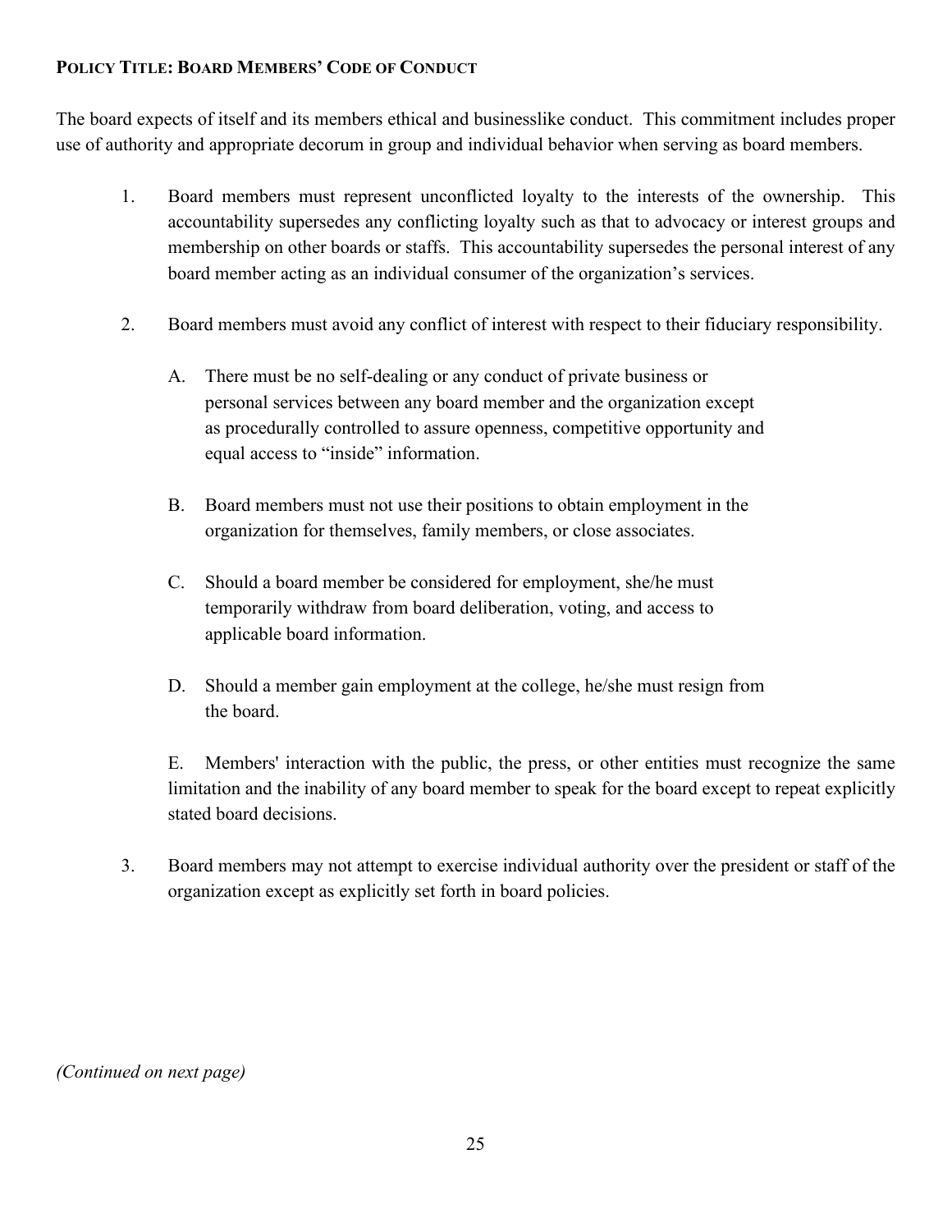**POLICY TITLE: BOARD MEMBERS' CODE OF CONDUCT**

The board expects of itself and its members ethical and businesslike conduct. This commitment includes proper use of authority and appropriate decorum in group and individual behavior when serving as board members.

1. Board members must represent unconflicted loyalty to the interests of the ownership. This accountability supersedes any conflicting loyalty such as that to advocacy or interest groups and membership on other boards or staffs. This accountability supersedes the personal interest of any board member acting as an individual consumer of the organization's services.

2. Board members must avoid any conflict of interest with respect to their fiduciary responsibility.

   A. There must be no self-dealing or any conduct of private business or personal services between any board member and the organization except as procedurally controlled to assure openness, competitive opportunity and equal access to "inside" information.

   B. Board members must not use their positions to obtain employment in the organization for themselves, family members, or close associates.

   C. Should a board member be considered for employment, she/he must temporarily withdraw from board deliberation, voting, and access to applicable board information.

   D. Should a member gain employment at the college, he/she must resign from the board.

   E. Members' interaction with the public, the press, or other entities must recognize the same limitation and the inability of any board member to speak for the board except to repeat explicitly stated board decisions.

3. Board members may not attempt to exercise individual authority over the president or staff of the organization except as explicitly set forth in board policies.

*(Continued on next page)*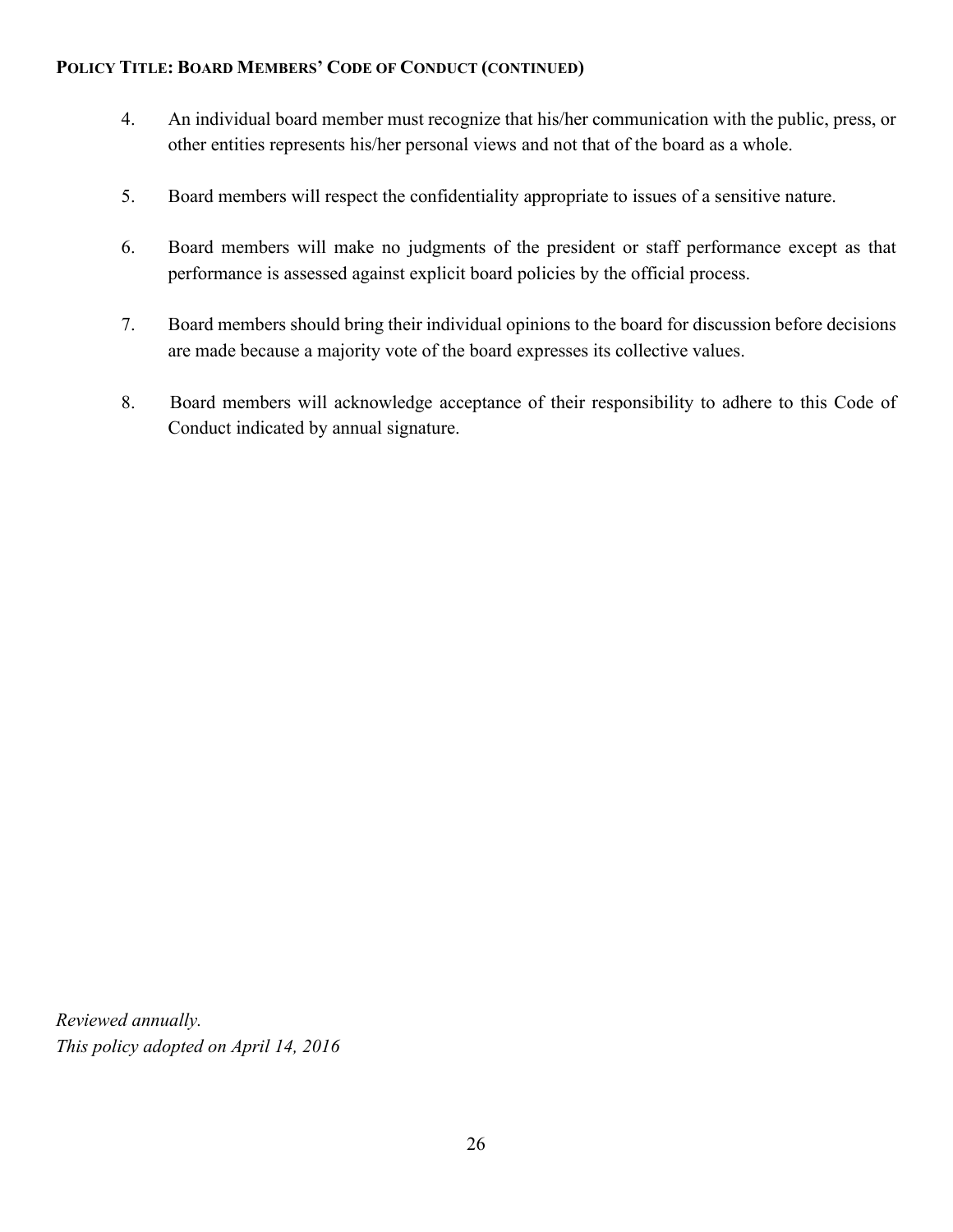**POLICY TITLE: BOARD MEMBERS' CODE OF CONDUCT (CONTINUED)**

4. An individual board member must recognize that his/her communication with the public, press, or other entities represents his/her personal views and not that of the board as a whole.

5. Board members will respect the confidentiality appropriate to issues of a sensitive nature.

6. Board members will make no judgments of the president or staff performance except as that performance is assessed against explicit board policies by the official process.

7. Board members should bring their individual opinions to the board for discussion before decisions are made because a majority vote of the board expresses its collective values.

8. Board members will acknowledge acceptance of their responsibility to adhere to this Code of Conduct indicated by annual signature.

*Reviewed annually.*
*This policy adopted on April 14, 2016*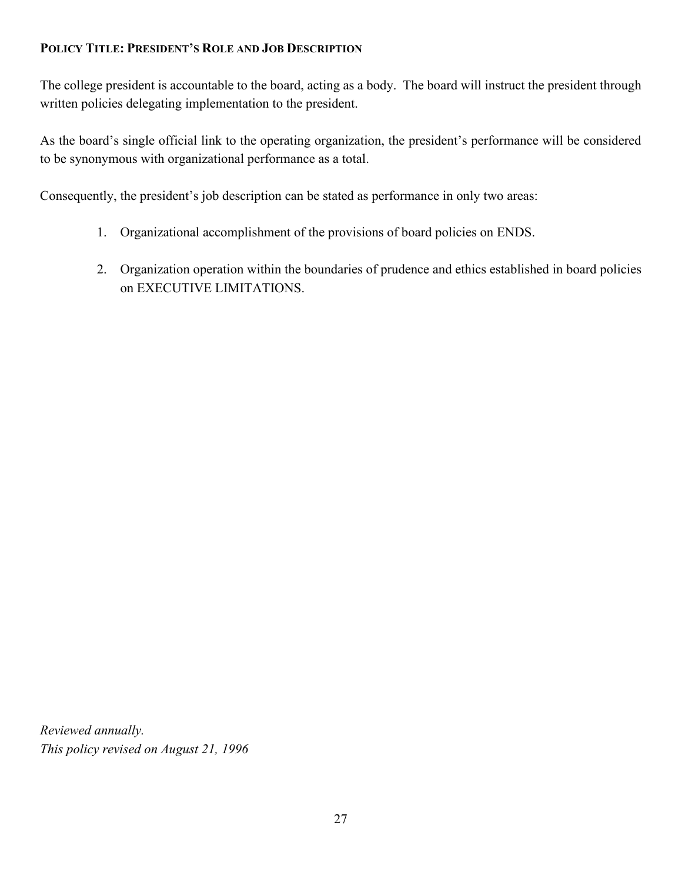**POLICY TITLE: PRESIDENT'S ROLE AND JOB DESCRIPTION**

The college president is accountable to the board, acting as a body. The board will instruct the president through written policies delegating implementation to the president.

As the board's single official link to the operating organization, the president's performance will be considered to be synonymous with organizational performance as a total.

Consequently, the president's job description can be stated as performance in only two areas:

1. Organizational accomplishment of the provisions of board policies on ENDS.
2. Organization operation within the boundaries of prudence and ethics established in board policies on EXECUTIVE LIMITATIONS.

*Reviewed annually.*
*This policy revised on August 21, 1996*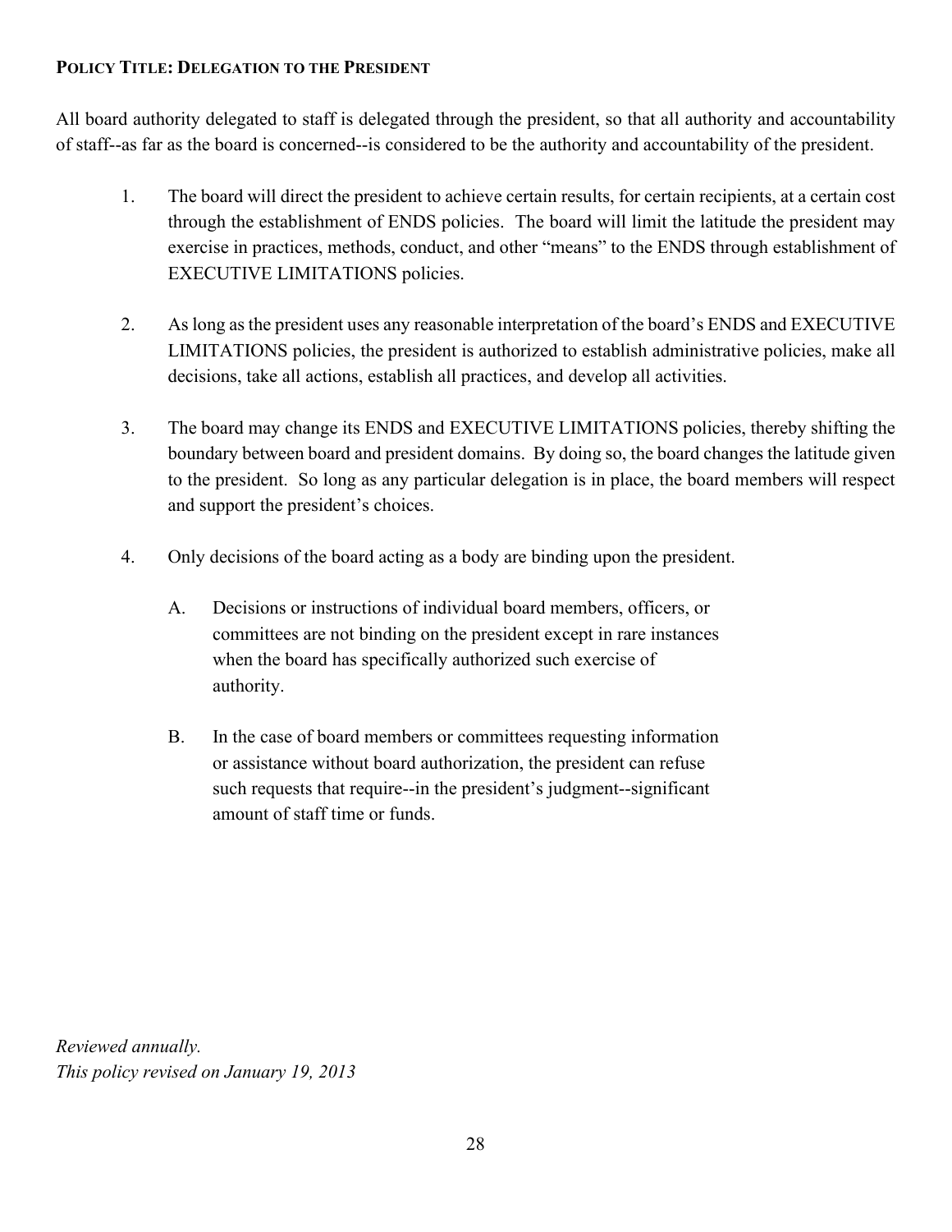**POLICY TITLE: DELEGATION TO THE PRESIDENT**

All board authority delegated to staff is delegated through the president, so that all authority and accountability of staff--as far as the board is concerned--is considered to be the authority and accountability of the president.

1. The board will direct the president to achieve certain results, for certain recipients, at a certain cost through the establishment of ENDS policies. The board will limit the latitude the president may exercise in practices, methods, conduct, and other "means" to the ENDS through establishment of EXECUTIVE LIMITATIONS policies.

2. As long as the president uses any reasonable interpretation of the board's ENDS and EXECUTIVE LIMITATIONS policies, the president is authorized to establish administrative policies, make all decisions, take all actions, establish all practices, and develop all activities.

3. The board may change its ENDS and EXECUTIVE LIMITATIONS policies, thereby shifting the boundary between board and president domains. By doing so, the board changes the latitude given to the president. So long as any particular delegation is in place, the board members will respect and support the president's choices.

4. Only decisions of the board acting as a body are binding upon the president.

   A. Decisions or instructions of individual board members, officers, or committees are not binding on the president except in rare instances when the board has specifically authorized such exercise of authority.

   B. In the case of board members or committees requesting information or assistance without board authorization, the president can refuse such requests that require--in the president's judgment--significant amount of staff time or funds.

*Reviewed annually.*
*This policy revised on January 19, 2013*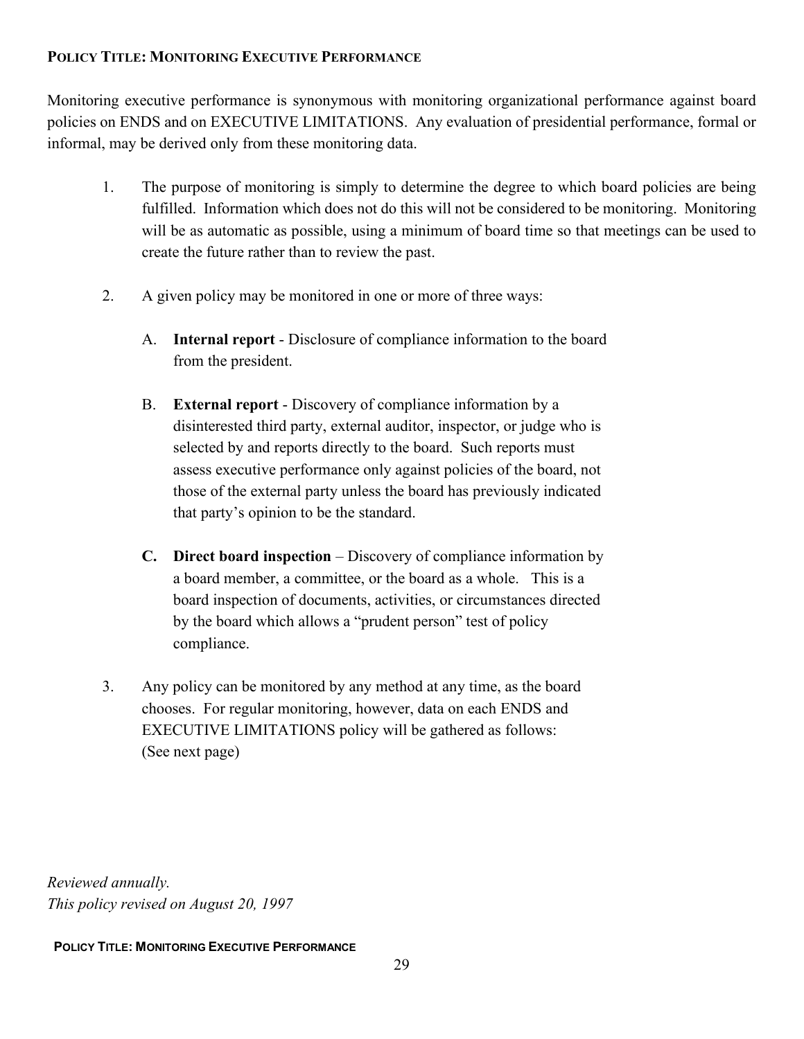**POLICY TITLE: MONITORING EXECUTIVE PERFORMANCE**

Monitoring executive performance is synonymous with monitoring organizational performance against board policies on ENDS and on EXECUTIVE LIMITATIONS. Any evaluation of presidential performance, formal or informal, may be derived only from these monitoring data.

1. The purpose of monitoring is simply to determine the degree to which board policies are being fulfilled. Information which does not do this will not be considered to be monitoring. Monitoring will be as automatic as possible, using a minimum of board time so that meetings can be used to create the future rather than to review the past.

2. A given policy may be monitored in one or more of three ways:

   A. **Internal report** - Disclosure of compliance information to the board from the president.

   B. **External report** - Discovery of compliance information by a disinterested third party, external auditor, inspector, or judge who is selected by and reports directly to the board. Such reports must assess executive performance only against policies of the board, not those of the external party unless the board has previously indicated that party's opinion to be the standard.

   **C. Direct board inspection** – Discovery of compliance information by a board member, a committee, or the board as a whole. This is a board inspection of documents, activities, or circumstances directed by the board which allows a "prudent person" test of policy compliance.

3. Any policy can be monitored by any method at any time, as the board chooses. For regular monitoring, however, data on each ENDS and EXECUTIVE LIMITATIONS policy will be gathered as follows: (See next page)

*Reviewed annually.*
*This policy revised on August 20, 1997*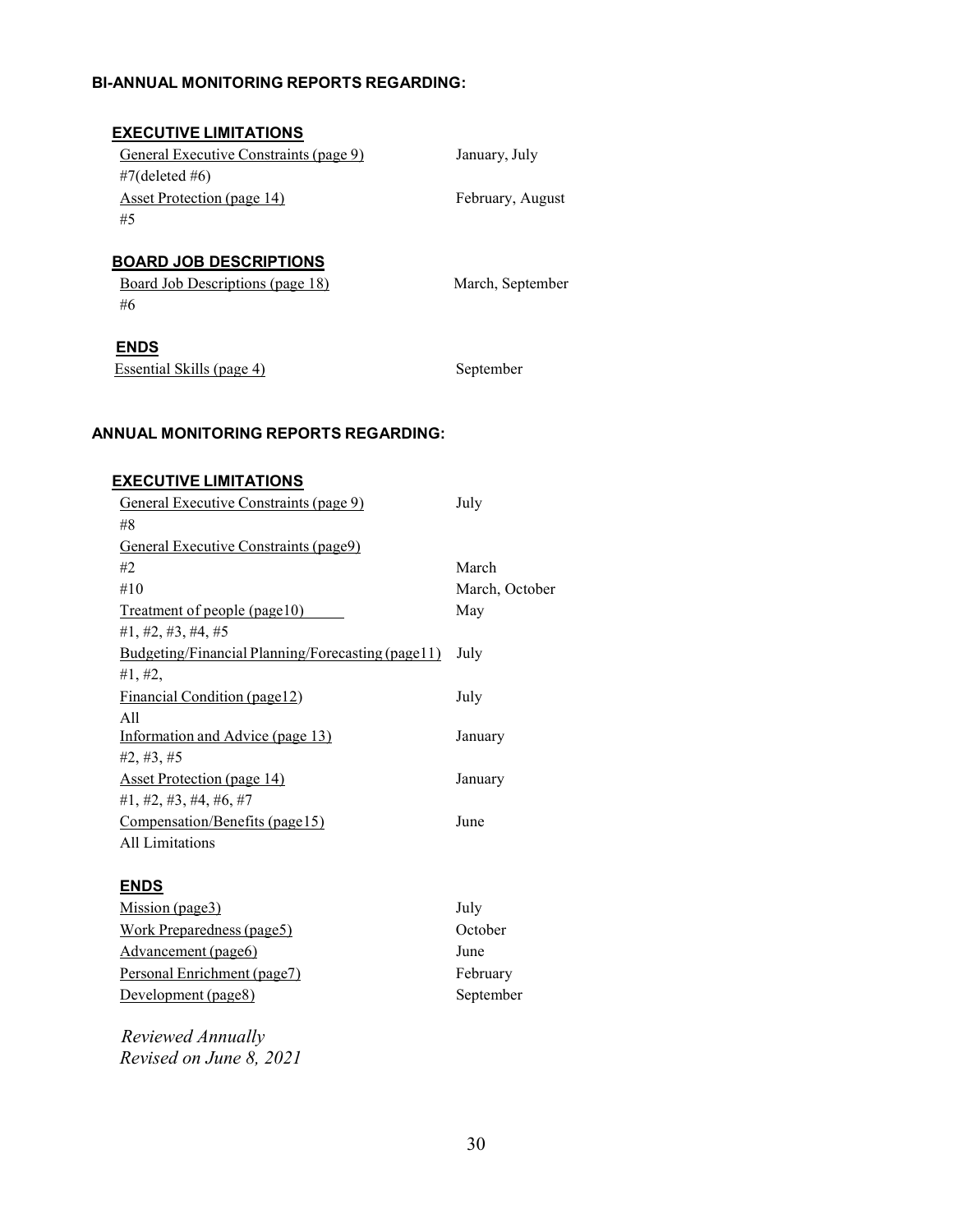**BI-ANNUAL MONITORING REPORTS REGARDING:**

**EXECUTIVE LIMITATIONS**

| | |
|---|---|
| General Executive Constraints (page 9) | January, July |
| #7(deleted #6) | |
| Asset Protection (page 14) | February, August |
| #5 | |

**BOARD JOB DESCRIPTIONS**

| | |
|---|---|
| Board Job Descriptions (page 18) | March, September |
| #6 | |

**ENDS**

| | |
|---|---|
| Essential Skills (page 4) | September |

**ANNUAL MONITORING REPORTS REGARDING:**

**EXECUTIVE LIMITATIONS**

| | |
|---|---|
| General Executive Constraints (page 9) | July |
| #8 | |
| General Executive Constraints (page9) | |
| #2 | March |
| #10 | March, October |
| Treatment of people (page10) | May |
| #1, #2, #3, #4, #5 | |
| Budgeting/Financial Planning/Forecasting (page11) | July |
| #1, #2, | |
| Financial Condition (page12) | July |
| All | |
| Information and Advice (page 13) | January |
| #2, #3, #5 | |
| Asset Protection (page 14) | January |
| #1, #2, #3, #4, #6, #7 | |
| Compensation/Benefits (page15) | June |
| All Limitations | |

**ENDS**

| | |
|---|---|
| Mission (page3) | July |
| Work Preparedness (page5) | October |
| Advancement (page6) | June |
| Personal Enrichment (page7) | February |
| Development (page8) | September |

*Reviewed Annually*
*Revised on June 8, 2021*